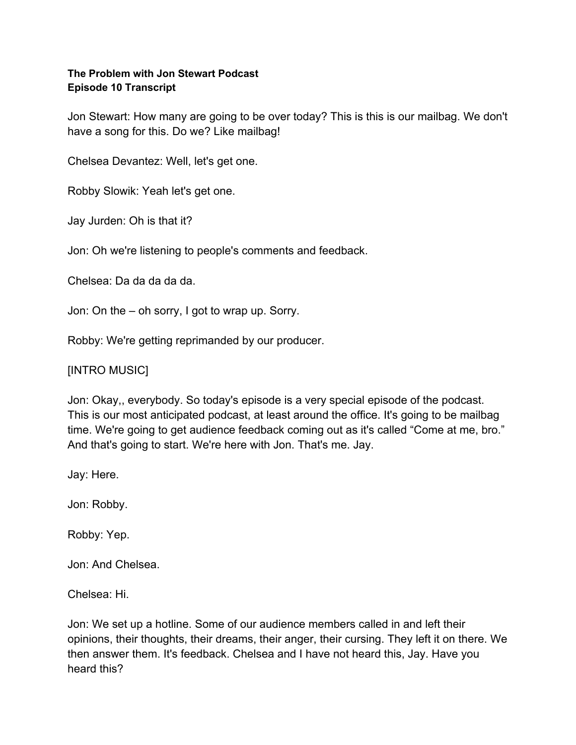**The Problem with Jon Stewart Podcast**
**Episode 10 Transcript**

Jon Stewart: How many are going to be over today? This is this is our mailbag. We don't have a song for this. Do we? Like mailbag!

Chelsea Devantez: Well, let's get one.

Robby Slowik: Yeah let's get one.

Jay Jurden: Oh is that it?

Jon: Oh we're listening to people's comments and feedback.

Chelsea: Da da da da da.

Jon: On the – oh sorry, I got to wrap up. Sorry.

Robby: We're getting reprimanded by our producer.

[INTRO MUSIC]

Jon: Okay,, everybody. So today's episode is a very special episode of the podcast. This is our most anticipated podcast, at least around the office. It's going to be mailbag time. We're going to get audience feedback coming out as it's called "Come at me, bro." And that's going to start. We're here with Jon. That's me. Jay.

Jay: Here.

Jon: Robby.

Robby: Yep.

Jon: And Chelsea.

Chelsea: Hi.

Jon: We set up a hotline. Some of our audience members called in and left their opinions, their thoughts, their dreams, their anger, their cursing. They left it on there. We then answer them. It's feedback. Chelsea and I have not heard this, Jay. Have you heard this?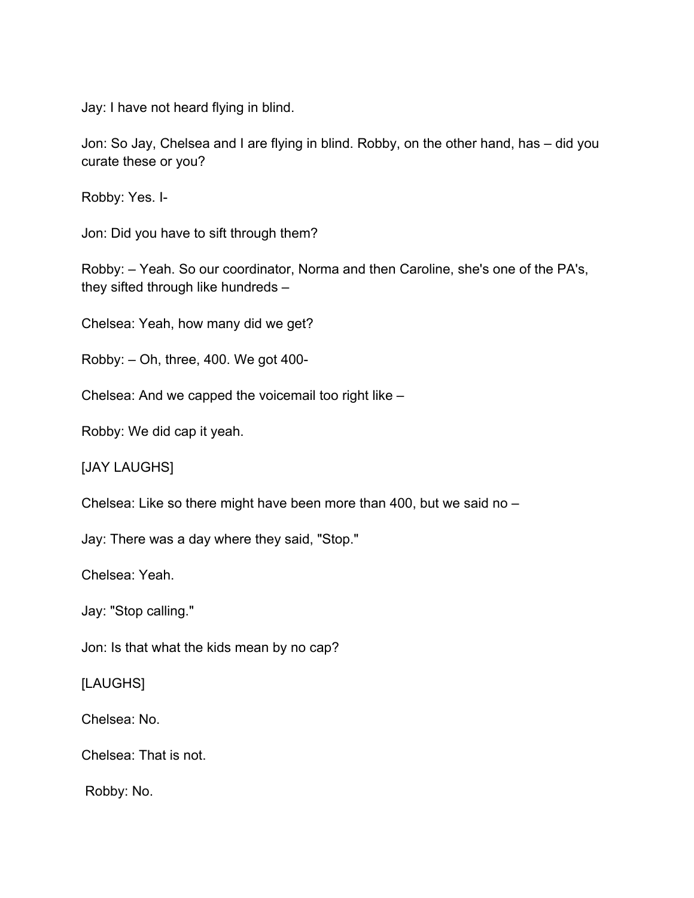Jay: I have not heard flying in blind.

Jon: So Jay, Chelsea and I are flying in blind. Robby, on the other hand, has – did you curate these or you?

Robby: Yes. I-

Jon: Did you have to sift through them?

Robby: – Yeah. So our coordinator, Norma and then Caroline, she's one of the PA's, they sifted through like hundreds –

Chelsea: Yeah, how many did we get?

Robby: – Oh, three, 400. We got 400-

Chelsea: And we capped the voicemail too right like –

Robby: We did cap it yeah.

[JAY LAUGHS]

Chelsea: Like so there might have been more than 400, but we said no –

Jay: There was a day where they said, "Stop."

Chelsea: Yeah.

Jay: "Stop calling."

Jon: Is that what the kids mean by no cap?

[LAUGHS]

Chelsea: No.

Chelsea: That is not.

Robby: No.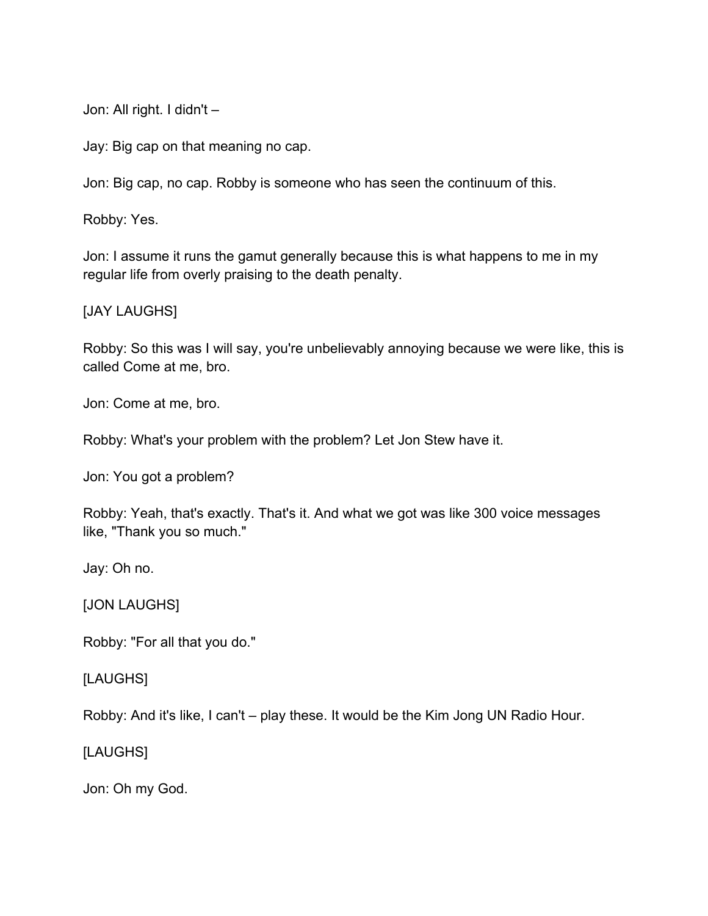Jon: All right. I didn't –

Jay: Big cap on that meaning no cap.

Jon: Big cap, no cap. Robby is someone who has seen the continuum of this.

Robby: Yes.

Jon: I assume it runs the gamut generally because this is what happens to me in my regular life from overly praising to the death penalty.

[JAY LAUGHS]

Robby: So this was I will say, you're unbelievably annoying because we were like, this is called Come at me, bro.

Jon: Come at me, bro.

Robby: What's your problem with the problem? Let Jon Stew have it.

Jon: You got a problem?

Robby: Yeah, that's exactly. That's it. And what we got was like 300 voice messages like, "Thank you so much."

Jay: Oh no.

[JON LAUGHS]

Robby: "For all that you do."

[LAUGHS]

Robby: And it's like, I can't – play these. It would be the Kim Jong UN Radio Hour.

[LAUGHS]

Jon: Oh my God.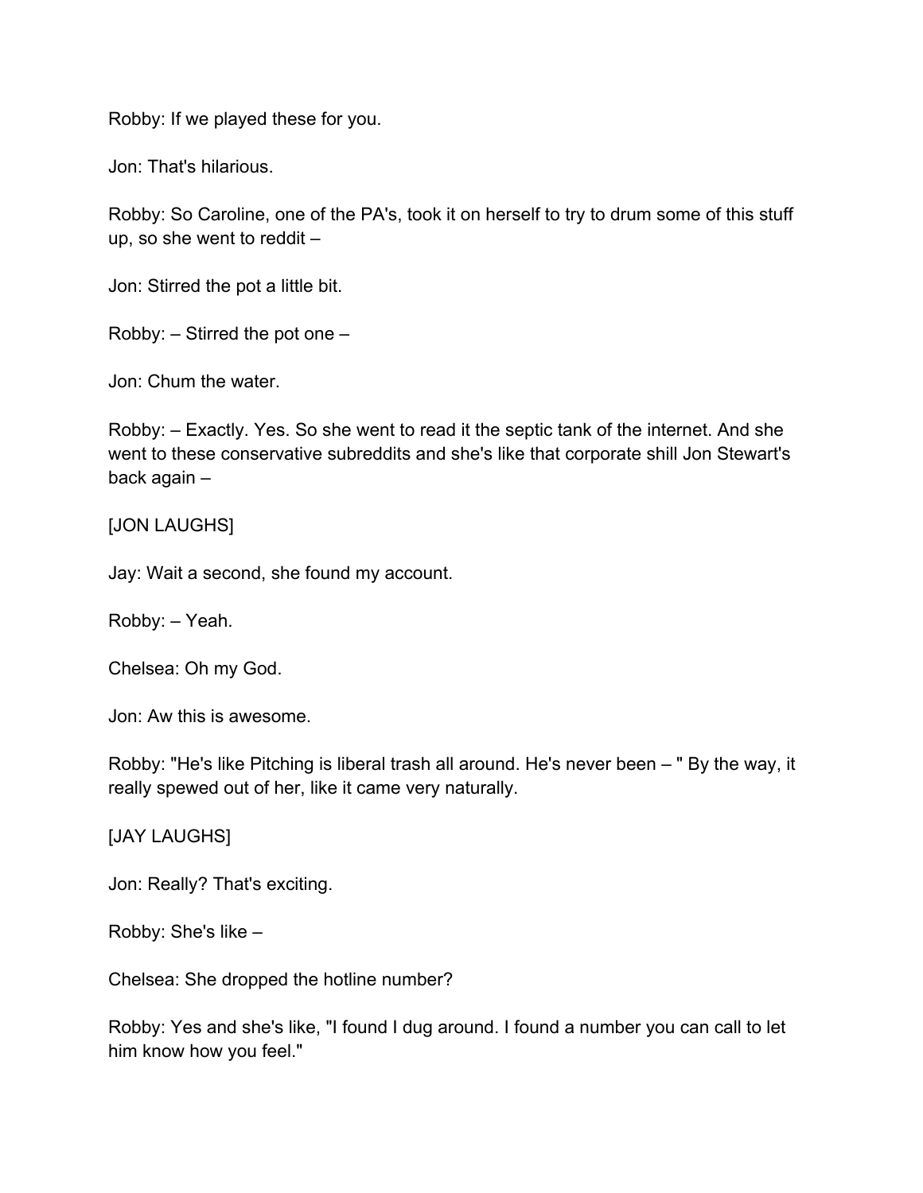Robby: If we played these for you.

Jon: That's hilarious.

Robby: So Caroline, one of the PA's, took it on herself to try to drum some of this stuff up, so she went to reddit –

Jon: Stirred the pot a little bit.

Robby: – Stirred the pot one –

Jon: Chum the water.

Robby: – Exactly. Yes. So she went to read it the septic tank of the internet. And she went to these conservative subreddits and she's like that corporate shill Jon Stewart's back again –

[JON LAUGHS]

Jay: Wait a second, she found my account.

Robby: – Yeah.

Chelsea: Oh my God.

Jon: Aw this is awesome.

Robby: "He's like Pitching is liberal trash all around. He's never been – " By the way, it really spewed out of her, like it came very naturally.

[JAY LAUGHS]

Jon: Really? That's exciting.

Robby: She's like –

Chelsea: She dropped the hotline number?

Robby: Yes and she's like, "I found I dug around. I found a number you can call to let him know how you feel."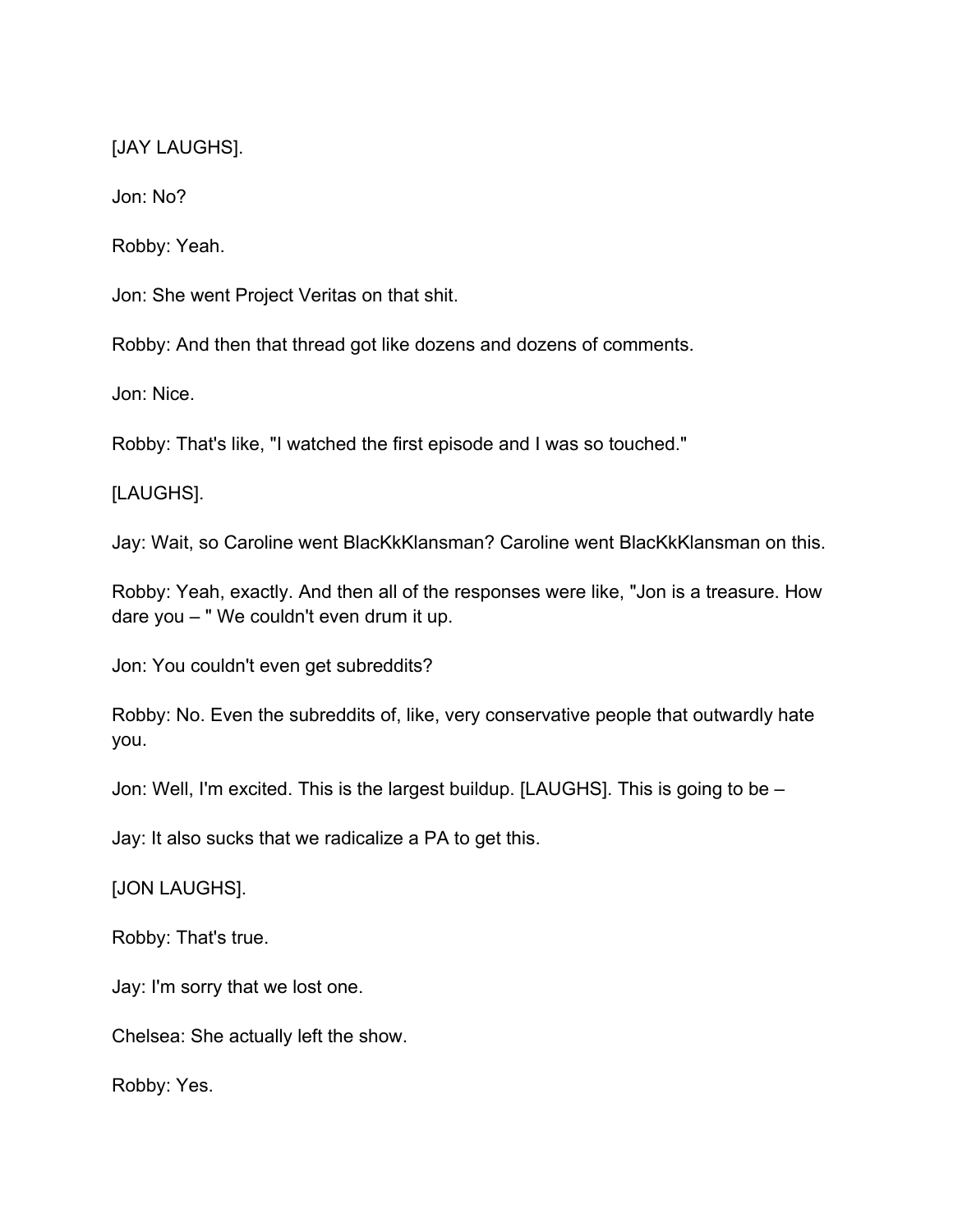[JAY LAUGHS].

Jon: No?

Robby: Yeah.

Jon: She went Project Veritas on that shit.

Robby: And then that thread got like dozens and dozens of comments.

Jon: Nice.

Robby: That's like, "I watched the first episode and I was so touched."

[LAUGHS].

Jay: Wait, so Caroline went BlacKkKlansman? Caroline went BlacKkKlansman on this.

Robby: Yeah, exactly. And then all of the responses were like, "Jon is a treasure. How dare you – " We couldn't even drum it up.

Jon: You couldn't even get subreddits?

Robby: No. Even the subreddits of, like, very conservative people that outwardly hate you.

Jon: Well, I'm excited. This is the largest buildup. [LAUGHS]. This is going to be –

Jay: It also sucks that we radicalize a PA to get this.

[JON LAUGHS].

Robby: That's true.

Jay: I'm sorry that we lost one.

Chelsea: She actually left the show.

Robby: Yes.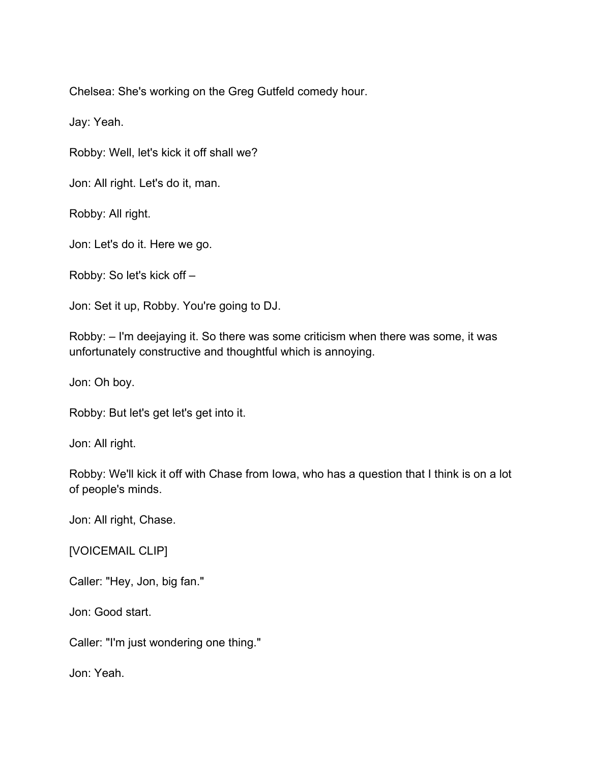Chelsea: She's working on the Greg Gutfeld comedy hour.

Jay: Yeah.

Robby: Well, let's kick it off shall we?

Jon: All right. Let's do it, man.

Robby: All right.

Jon: Let's do it. Here we go.

Robby: So let's kick off –

Jon: Set it up, Robby. You're going to DJ.

Robby: – I'm deejaying it. So there was some criticism when there was some, it was unfortunately constructive and thoughtful which is annoying.

Jon: Oh boy.

Robby: But let's get let's get into it.

Jon: All right.

Robby: We'll kick it off with Chase from Iowa, who has a question that I think is on a lot of people's minds.

Jon: All right, Chase.

[VOICEMAIL CLIP]

Caller: "Hey, Jon, big fan."

Jon: Good start.

Caller: "I'm just wondering one thing."

Jon: Yeah.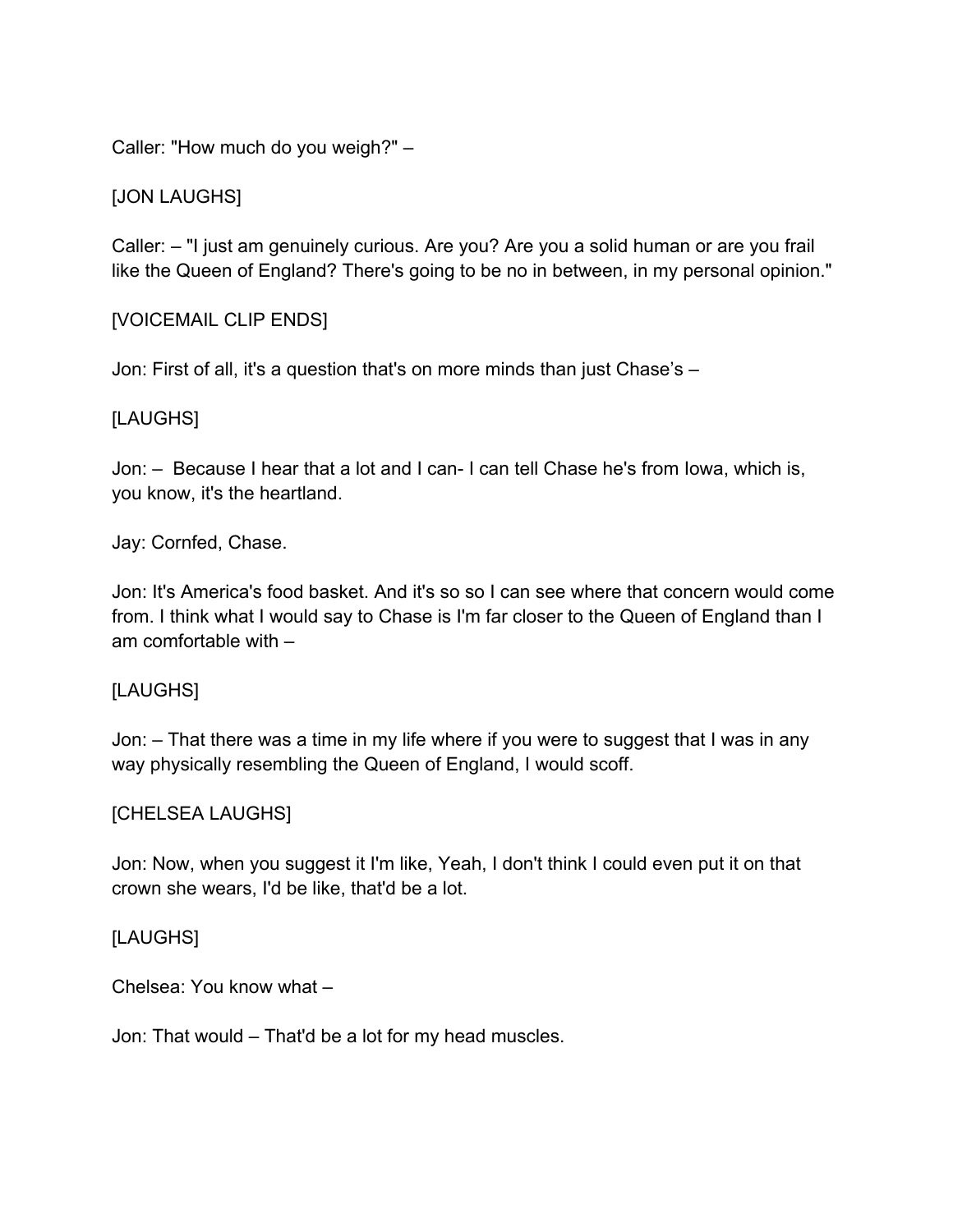Caller: "How much do you weigh?" –

[JON LAUGHS]

Caller: – "I just am genuinely curious. Are you? Are you a solid human or are you frail like the Queen of England? There's going to be no in between, in my personal opinion."

[VOICEMAIL CLIP ENDS]

Jon: First of all, it's a question that's on more minds than just Chase's –

[LAUGHS]

Jon: – Because I hear that a lot and I can- I can tell Chase he's from Iowa, which is, you know, it's the heartland.

Jay: Cornfed, Chase.

Jon: It's America's food basket. And it's so so I can see where that concern would come from. I think what I would say to Chase is I'm far closer to the Queen of England than I am comfortable with –

[LAUGHS]

Jon: – That there was a time in my life where if you were to suggest that I was in any way physically resembling the Queen of England, I would scoff.

[CHELSEA LAUGHS]

Jon: Now, when you suggest it I'm like, Yeah, I don't think I could even put it on that crown she wears, I'd be like, that'd be a lot.

[LAUGHS]

Chelsea: You know what –

Jon: That would – That'd be a lot for my head muscles.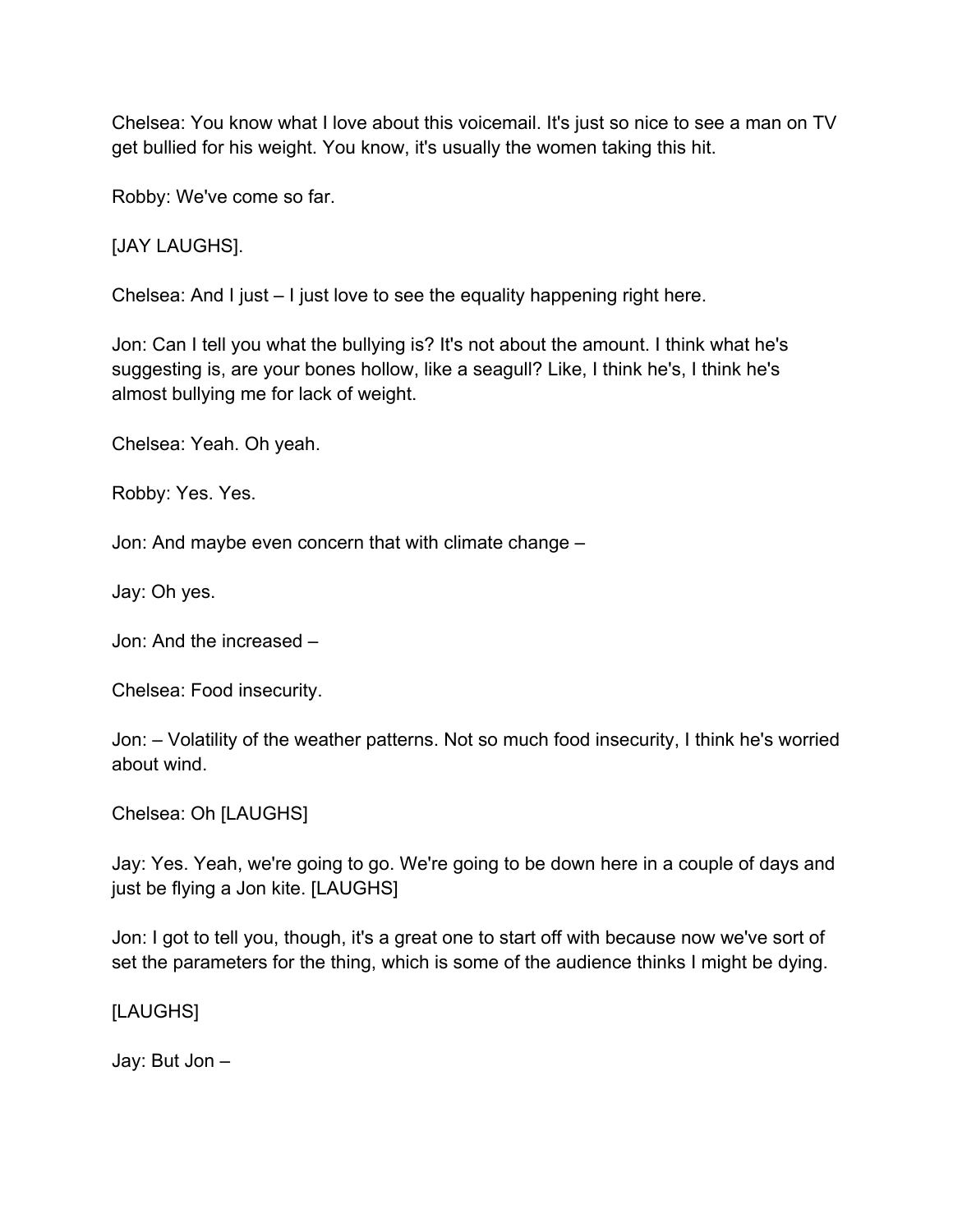Chelsea: You know what I love about this voicemail. It's just so nice to see a man on TV get bullied for his weight. You know, it's usually the women taking this hit.

Robby: We've come so far.

[JAY LAUGHS].

Chelsea: And I just – I just love to see the equality happening right here.

Jon: Can I tell you what the bullying is? It's not about the amount. I think what he's suggesting is, are your bones hollow, like a seagull? Like, I think he's, I think he's almost bullying me for lack of weight.

Chelsea: Yeah. Oh yeah.

Robby: Yes. Yes.

Jon: And maybe even concern that with climate change –

Jay: Oh yes.

Jon: And the increased –

Chelsea: Food insecurity.

Jon: – Volatility of the weather patterns. Not so much food insecurity, I think he's worried about wind.

Chelsea: Oh [LAUGHS]

Jay: Yes. Yeah, we're going to go. We're going to be down here in a couple of days and just be flying a Jon kite. [LAUGHS]

Jon: I got to tell you, though, it's a great one to start off with because now we've sort of set the parameters for the thing, which is some of the audience thinks I might be dying.

[LAUGHS]

Jay: But Jon –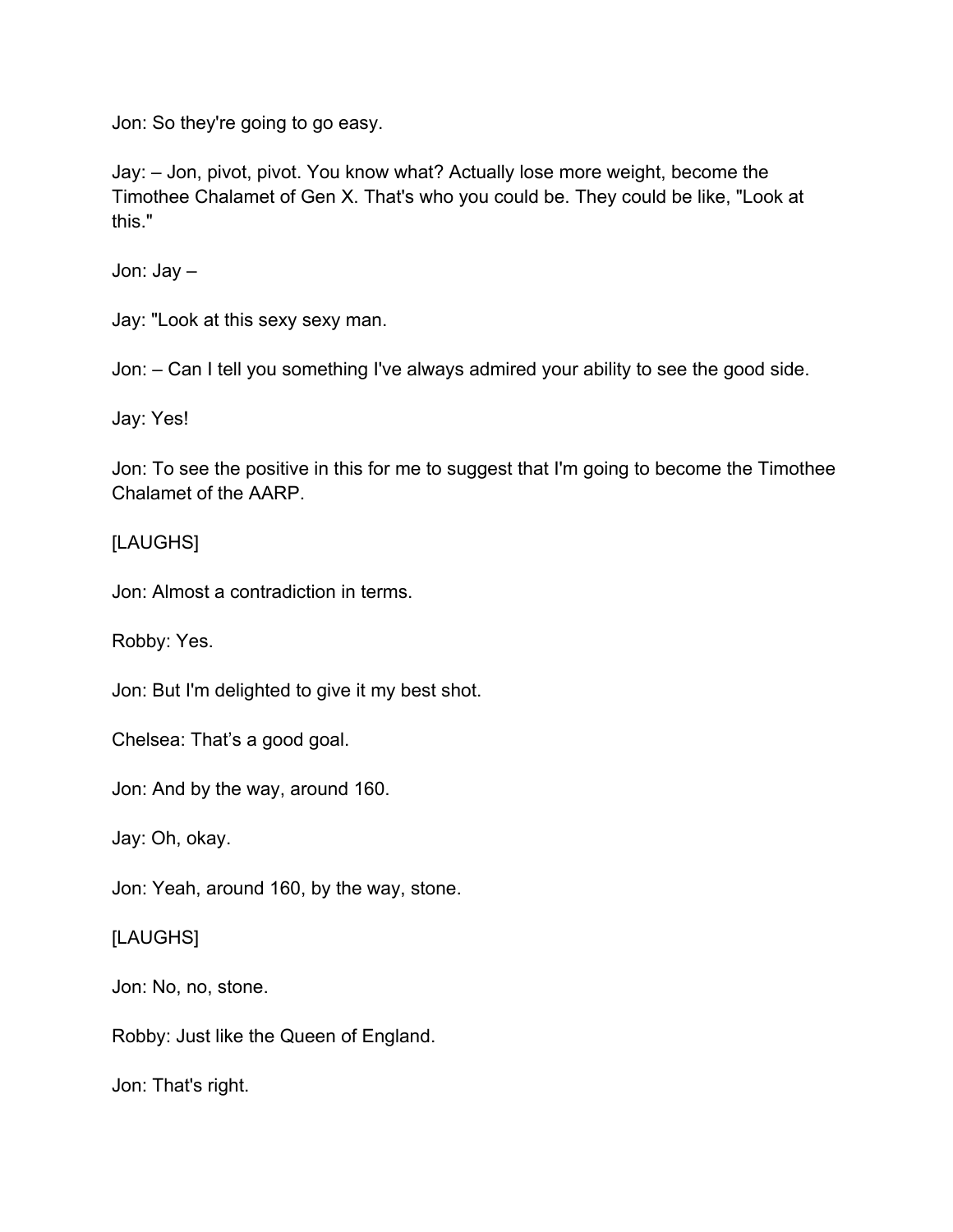Jon: So they're going to go easy.

Jay: – Jon, pivot, pivot. You know what? Actually lose more weight, become the Timothee Chalamet of Gen X. That's who you could be. They could be like, "Look at this."

Jon: Jay –

Jay: "Look at this sexy sexy man.

Jon: – Can I tell you something I've always admired your ability to see the good side.

Jay: Yes!

Jon: To see the positive in this for me to suggest that I'm going to become the Timothee Chalamet of the AARP.

[LAUGHS]

Jon: Almost a contradiction in terms.

Robby: Yes.

Jon: But I'm delighted to give it my best shot.

Chelsea: That’s a good goal.

Jon: And by the way, around 160.

Jay: Oh, okay.

Jon: Yeah, around 160, by the way, stone.

[LAUGHS]

Jon: No, no, stone.

Robby: Just like the Queen of England.

Jon: That's right.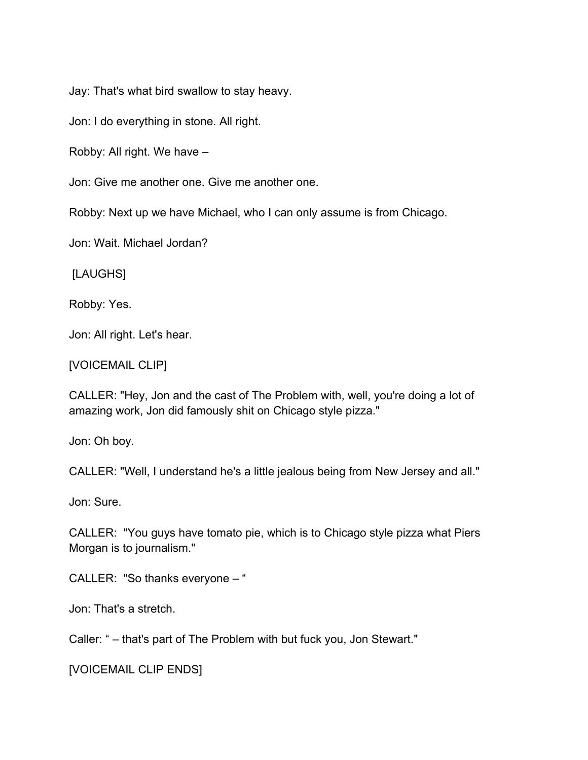Jay: That's what bird swallow to stay heavy.

Jon: I do everything in stone. All right.

Robby: All right. We have –

Jon: Give me another one. Give me another one.

Robby: Next up we have Michael, who I can only assume is from Chicago.

Jon: Wait. Michael Jordan?

[LAUGHS]

Robby: Yes.

Jon: All right. Let's hear.

[VOICEMAIL CLIP]

CALLER: "Hey, Jon and the cast of The Problem with, well, you're doing a lot of amazing work, Jon did famously shit on Chicago style pizza."

Jon: Oh boy.

CALLER: "Well, I understand he's a little jealous being from New Jersey and all."

Jon: Sure.

CALLER: "You guys have tomato pie, which is to Chicago style pizza what Piers Morgan is to journalism."

CALLER: "So thanks everyone – "

Jon: That's a stretch.

Caller: " – that's part of The Problem with but fuck you, Jon Stewart."

[VOICEMAIL CLIP ENDS]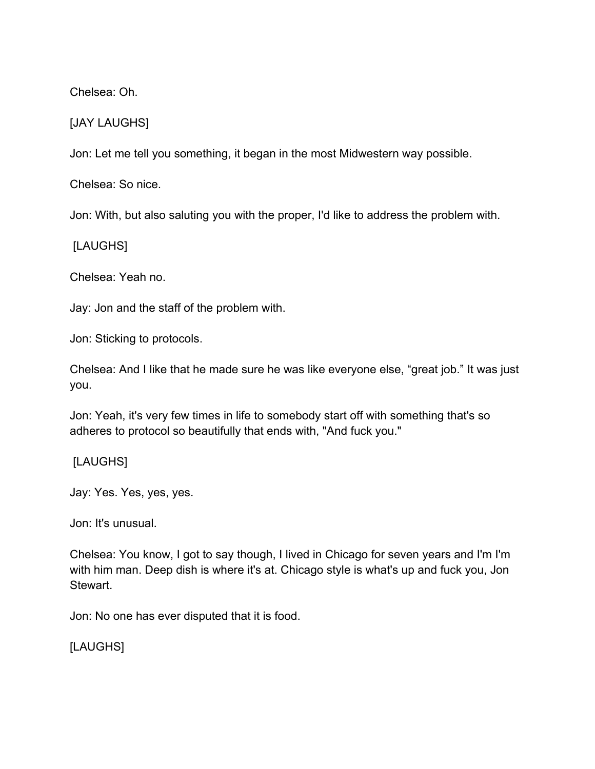Chelsea: Oh.

[JAY LAUGHS]

Jon: Let me tell you something, it began in the most Midwestern way possible.

Chelsea: So nice.

Jon: With, but also saluting you with the proper, I'd like to address the problem with.

[LAUGHS]

Chelsea: Yeah no.

Jay: Jon and the staff of the problem with.

Jon: Sticking to protocols.

Chelsea: And I like that he made sure he was like everyone else, “great job.” It was just you.

Jon: Yeah, it's very few times in life to somebody start off with something that's so adheres to protocol so beautifully that ends with, "And fuck you."

[LAUGHS]

Jay: Yes. Yes, yes, yes.

Jon: It's unusual.

Chelsea: You know, I got to say though, I lived in Chicago for seven years and I'm I'm with him man. Deep dish is where it's at. Chicago style is what's up and fuck you, Jon Stewart.

Jon: No one has ever disputed that it is food.

[LAUGHS]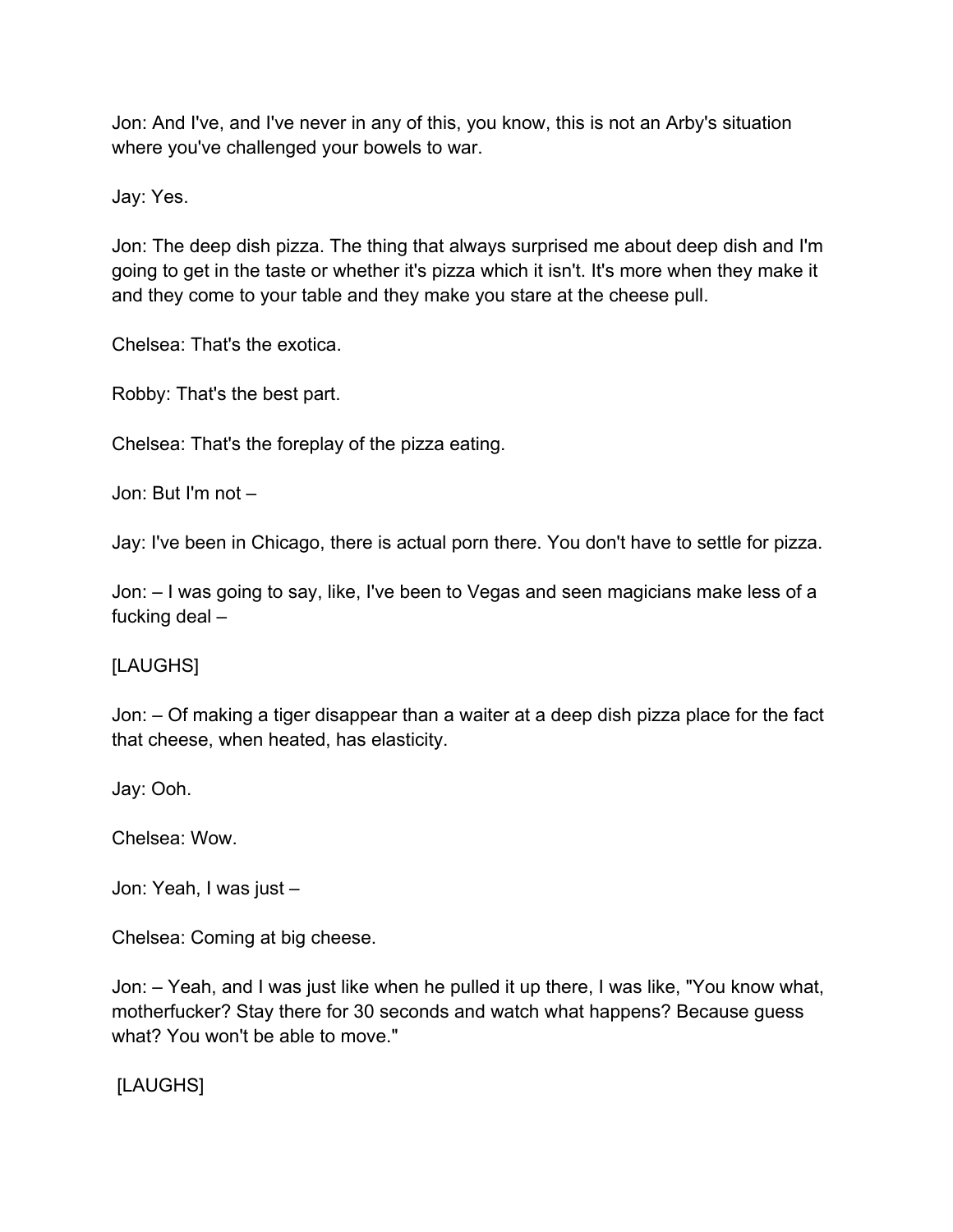Jon: And I've, and I've never in any of this, you know, this is not an Arby's situation where you've challenged your bowels to war.

Jay: Yes.

Jon: The deep dish pizza. The thing that always surprised me about deep dish and I'm going to get in the taste or whether it's pizza which it isn't. It's more when they make it and they come to your table and they make you stare at the cheese pull.

Chelsea: That's the exotica.

Robby: That's the best part.

Chelsea: That's the foreplay of the pizza eating.

Jon: But I'm not –

Jay: I've been in Chicago, there is actual porn there. You don't have to settle for pizza.

Jon: – I was going to say, like, I've been to Vegas and seen magicians make less of a fucking deal –

[LAUGHS]

Jon: – Of making a tiger disappear than a waiter at a deep dish pizza place for the fact that cheese, when heated, has elasticity.

Jay: Ooh.

Chelsea: Wow.

Jon: Yeah, I was just –

Chelsea: Coming at big cheese.

Jon: – Yeah, and I was just like when he pulled it up there, I was like, "You know what, motherfucker? Stay there for 30 seconds and watch what happens? Because guess what? You won't be able to move."

[LAUGHS]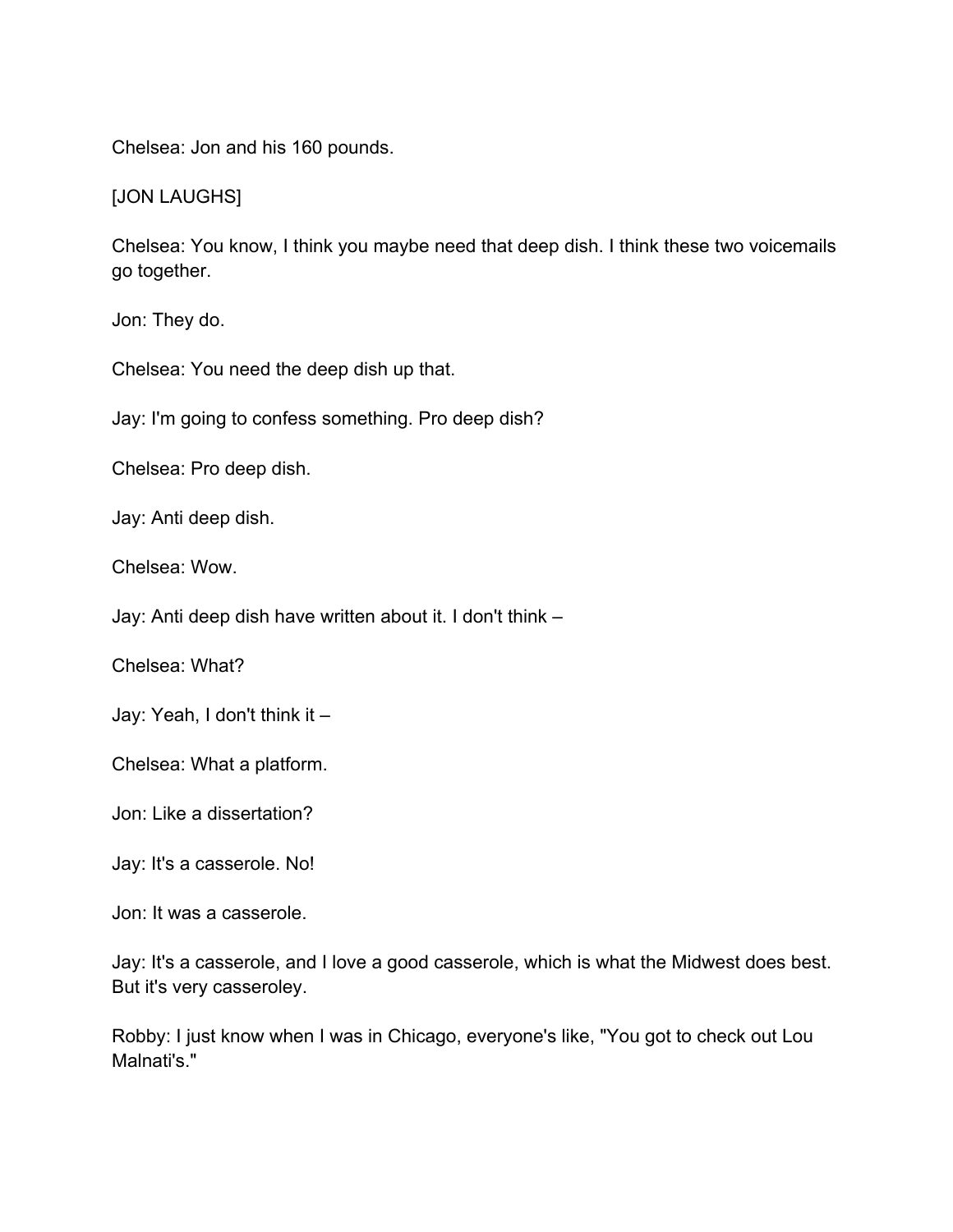Chelsea: Jon and his 160 pounds.

[JON LAUGHS]

Chelsea: You know, I think you maybe need that deep dish. I think these two voicemails go together.

Jon: They do.

Chelsea: You need the deep dish up that.

Jay: I'm going to confess something. Pro deep dish?

Chelsea: Pro deep dish.

Jay: Anti deep dish.

Chelsea: Wow.

Jay: Anti deep dish have written about it. I don't think –

Chelsea: What?

Jay: Yeah, I don't think it –

Chelsea: What a platform.

Jon: Like a dissertation?

Jay: It's a casserole. No!

Jon: It was a casserole.

Jay: It's a casserole, and I love a good casserole, which is what the Midwest does best. But it's very casseroley.

Robby: I just know when I was in Chicago, everyone's like, "You got to check out Lou Malnati's."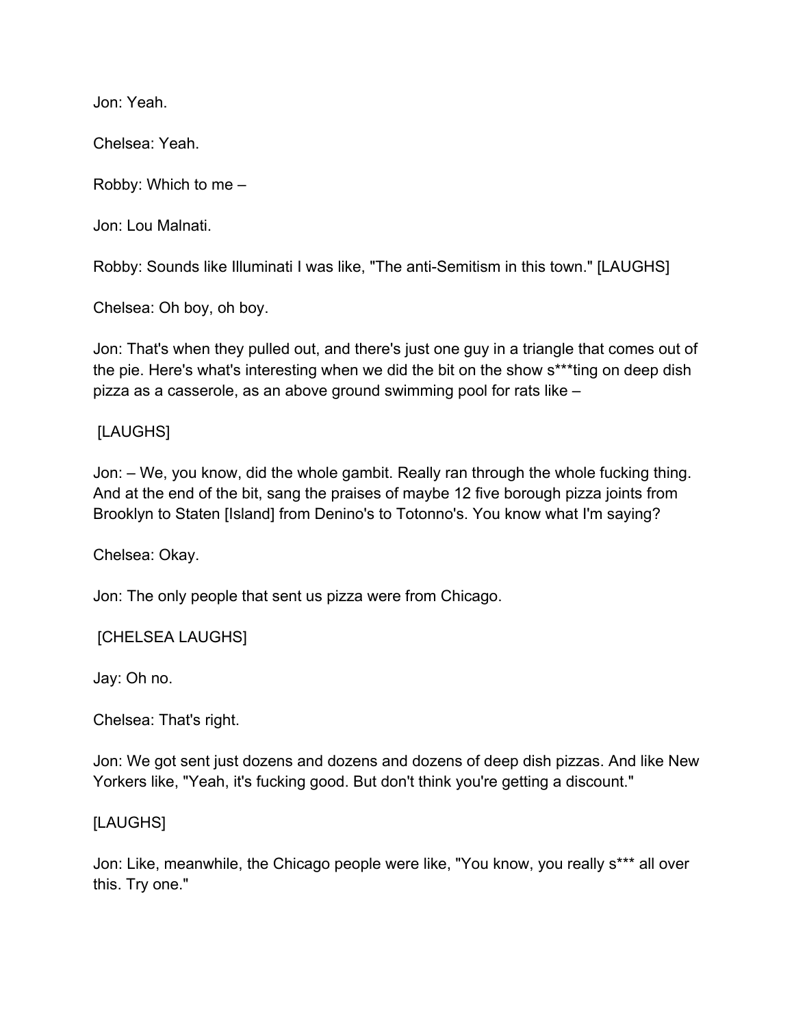Jon: Yeah.

Chelsea: Yeah.

Robby: Which to me –

Jon: Lou Malnati.

Robby: Sounds like Illuminati I was like, "The anti-Semitism in this town." [LAUGHS]

Chelsea: Oh boy, oh boy.

Jon: That's when they pulled out, and there's just one guy in a triangle that comes out of the pie. Here's what's interesting when we did the bit on the show s***ting on deep dish pizza as a casserole, as an above ground swimming pool for rats like –

[LAUGHS]

Jon: – We, you know, did the whole gambit. Really ran through the whole fucking thing. And at the end of the bit, sang the praises of maybe 12 five borough pizza joints from Brooklyn to Staten [Island] from Denino's to Totonno's. You know what I'm saying?

Chelsea: Okay.

Jon: The only people that sent us pizza were from Chicago.

[CHELSEA LAUGHS]

Jay: Oh no.

Chelsea: That's right.

Jon: We got sent just dozens and dozens and dozens of deep dish pizzas. And like New Yorkers like, "Yeah, it's fucking good. But don't think you're getting a discount."

[LAUGHS]

Jon: Like, meanwhile, the Chicago people were like, "You know, you really s*** all over this. Try one."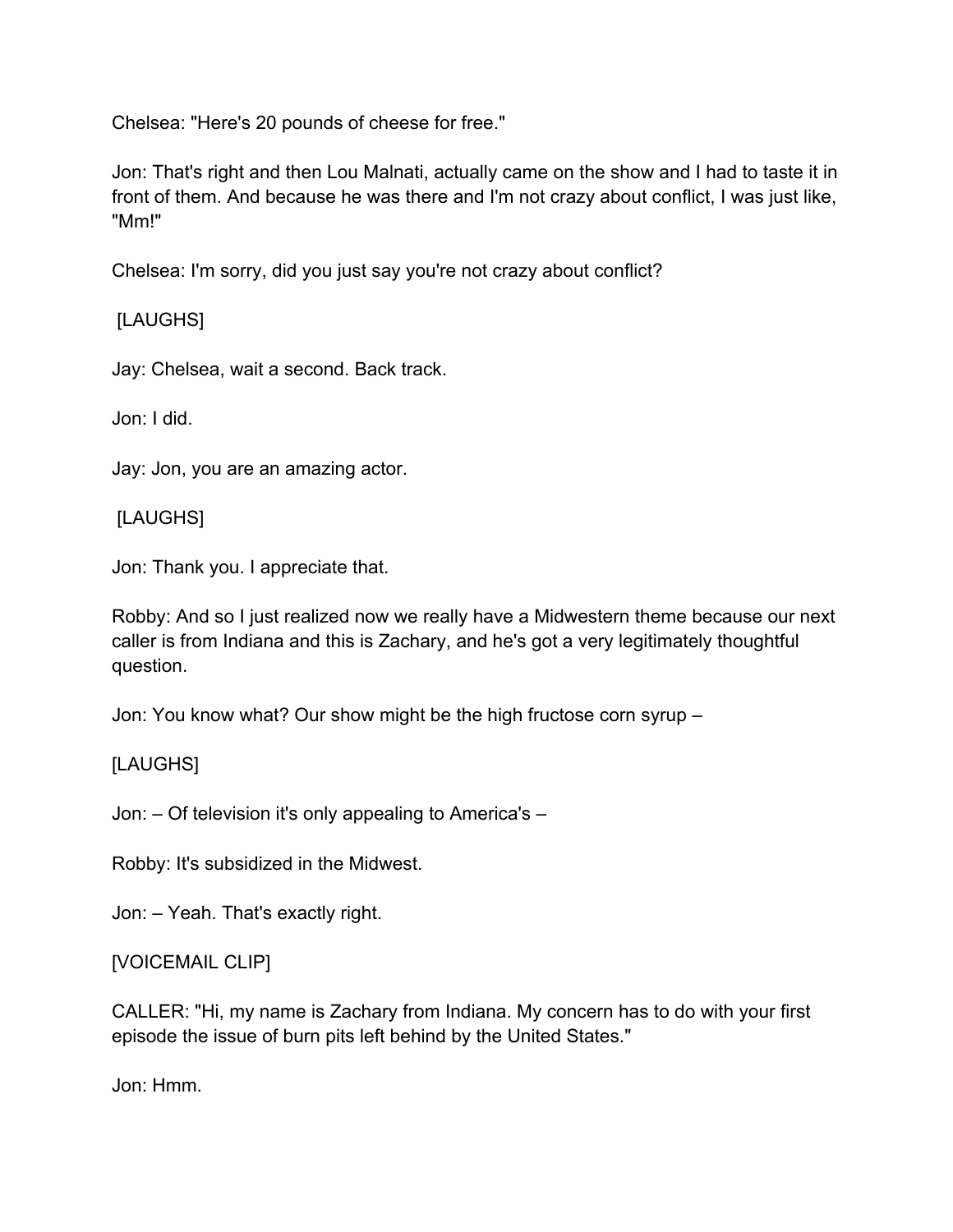Chelsea: "Here's 20 pounds of cheese for free."

Jon: That's right and then Lou Malnati, actually came on the show and I had to taste it in front of them. And because he was there and I'm not crazy about conflict, I was just like, "Mm!"

Chelsea: I'm sorry, did you just say you're not crazy about conflict?

[LAUGHS]

Jay: Chelsea, wait a second. Back track.

Jon: I did.

Jay: Jon, you are an amazing actor.

[LAUGHS]

Jon: Thank you. I appreciate that.

Robby: And so I just realized now we really have a Midwestern theme because our next caller is from Indiana and this is Zachary, and he's got a very legitimately thoughtful question.

Jon: You know what? Our show might be the high fructose corn syrup –

[LAUGHS]

Jon: – Of television it's only appealing to America's –

Robby: It's subsidized in the Midwest.

Jon: – Yeah. That's exactly right.

[VOICEMAIL CLIP]

CALLER: "Hi, my name is Zachary from Indiana. My concern has to do with your first episode the issue of burn pits left behind by the United States."

Jon: Hmm.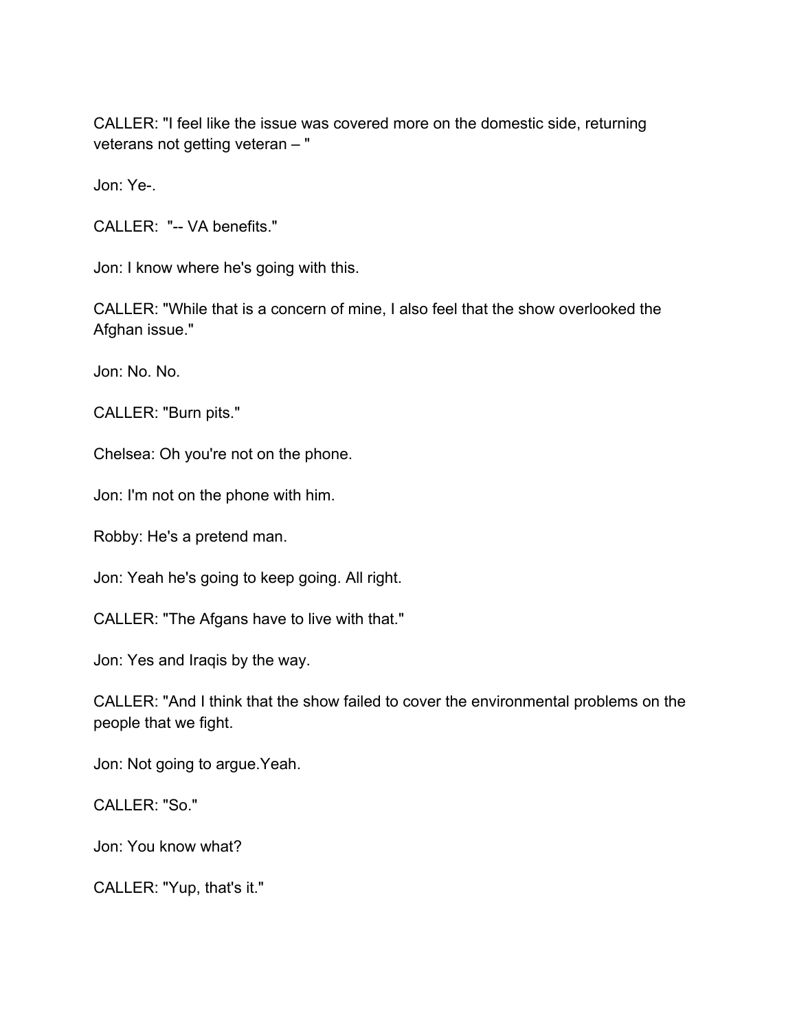CALLER: "I feel like the issue was covered more on the domestic side, returning veterans not getting veteran – "

Jon: Ye-.

CALLER: "-- VA benefits."

Jon: I know where he's going with this.

CALLER: "While that is a concern of mine, I also feel that the show overlooked the Afghan issue."

Jon: No. No.

CALLER: "Burn pits."

Chelsea: Oh you're not on the phone.

Jon: I'm not on the phone with him.

Robby: He's a pretend man.

Jon: Yeah he's going to keep going. All right.

CALLER: "The Afgans have to live with that."

Jon: Yes and Iraqis by the way.

CALLER: "And I think that the show failed to cover the environmental problems on the people that we fight.

Jon: Not going to argue.Yeah.

CALLER: "So."

Jon: You know what?

CALLER: "Yup, that's it."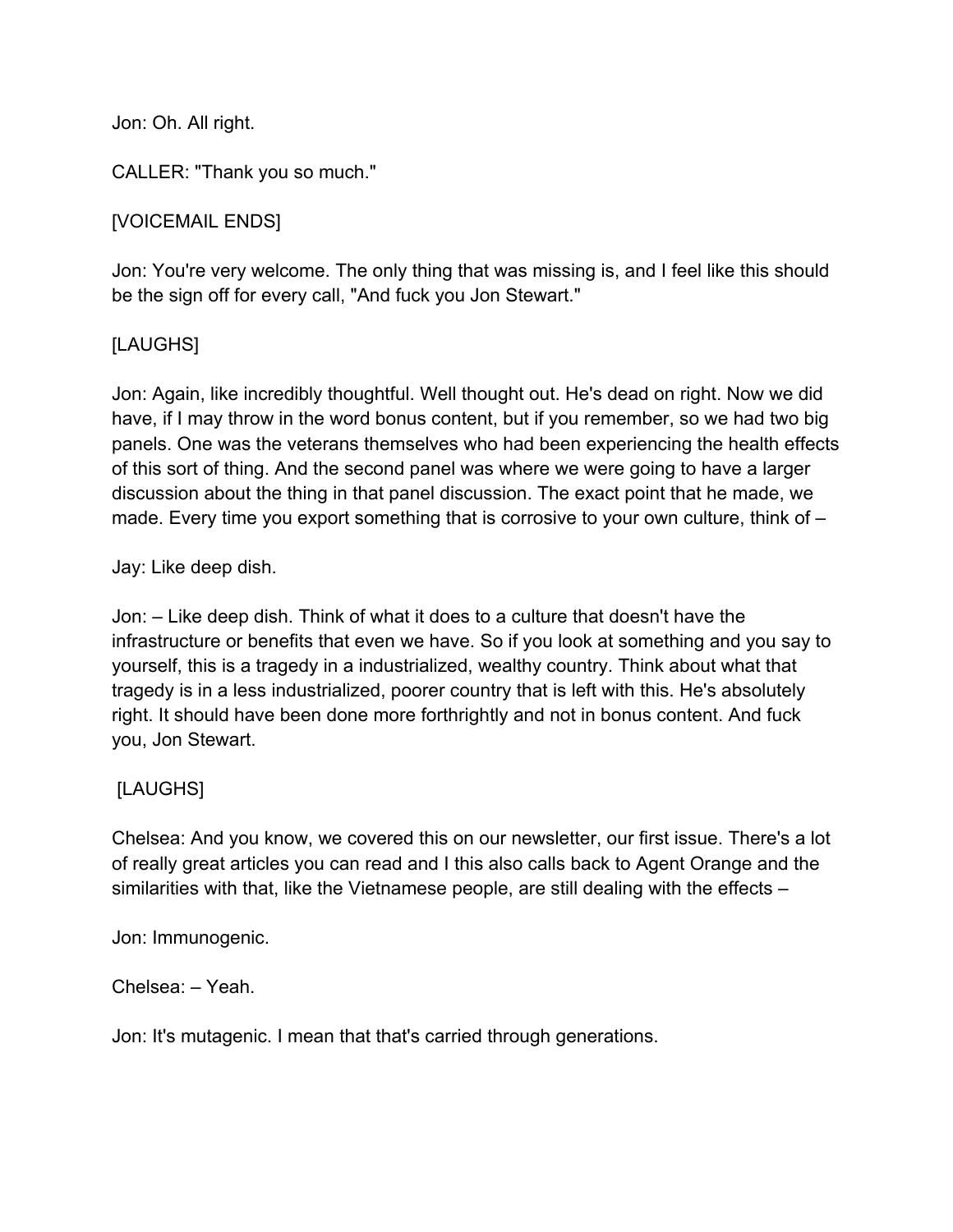Jon: Oh. All right.

CALLER: "Thank you so much."

[VOICEMAIL ENDS]

Jon: You're very welcome. The only thing that was missing is, and I feel like this should be the sign off for every call, "And fuck you Jon Stewart."

[LAUGHS]

Jon: Again, like incredibly thoughtful. Well thought out. He's dead on right. Now we did have, if I may throw in the word bonus content, but if you remember, so we had two big panels. One was the veterans themselves who had been experiencing the health effects of this sort of thing. And the second panel was where we were going to have a larger discussion about the thing in that panel discussion. The exact point that he made, we made. Every time you export something that is corrosive to your own culture, think of –

Jay: Like deep dish.

Jon: – Like deep dish. Think of what it does to a culture that doesn't have the infrastructure or benefits that even we have. So if you look at something and you say to yourself, this is a tragedy in a industrialized, wealthy country. Think about what that tragedy is in a less industrialized, poorer country that is left with this. He's absolutely right. It should have been done more forthrightly and not in bonus content. And fuck you, Jon Stewart.

[LAUGHS]

Chelsea: And you know, we covered this on our newsletter, our first issue. There's a lot of really great articles you can read and I this also calls back to Agent Orange and the similarities with that, like the Vietnamese people, are still dealing with the effects –

Jon: Immunogenic.

Chelsea: – Yeah.

Jon: It's mutagenic. I mean that that's carried through generations.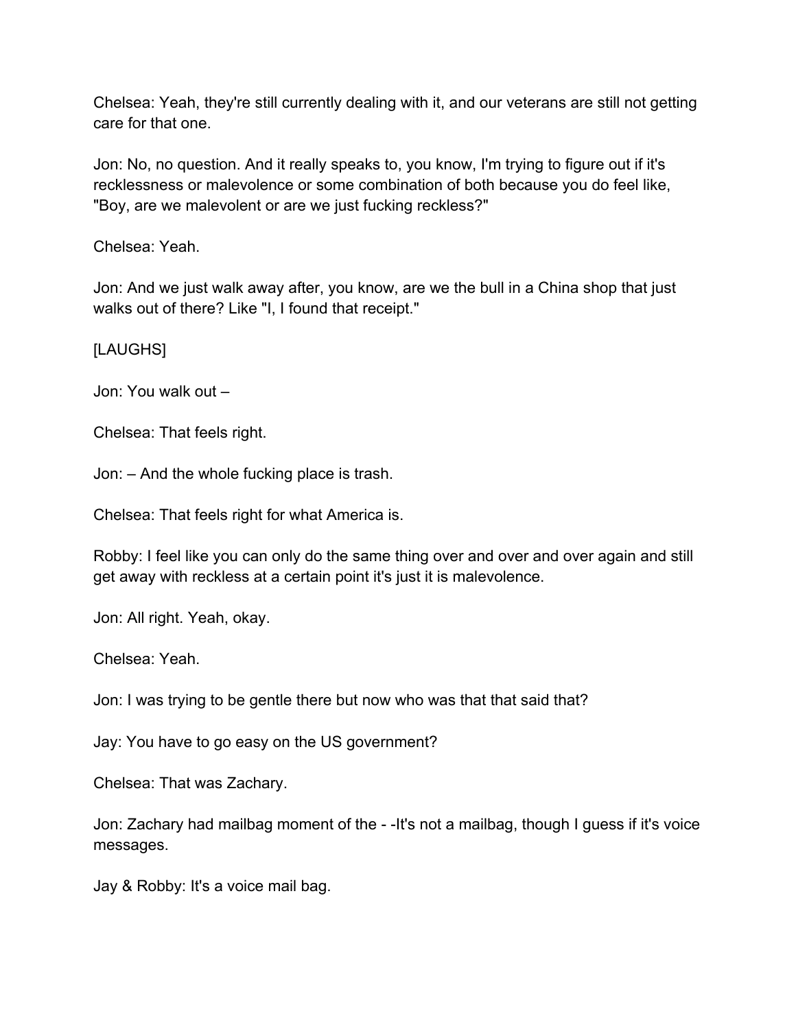Chelsea: Yeah, they're still currently dealing with it, and our veterans are still not getting care for that one.

Jon: No, no question. And it really speaks to, you know, I'm trying to figure out if it's recklessness or malevolence or some combination of both because you do feel like, "Boy, are we malevolent or are we just fucking reckless?"

Chelsea: Yeah.

Jon: And we just walk away after, you know, are we the bull in a China shop that just walks out of there? Like "I, I found that receipt."

[LAUGHS]

Jon: You walk out –

Chelsea: That feels right.

Jon: – And the whole fucking place is trash.

Chelsea: That feels right for what America is.

Robby: I feel like you can only do the same thing over and over and over again and still get away with reckless at a certain point it's just it is malevolence.

Jon: All right. Yeah, okay.

Chelsea: Yeah.

Jon: I was trying to be gentle there but now who was that that said that?

Jay: You have to go easy on the US government?

Chelsea: That was Zachary.

Jon: Zachary had mailbag moment of the - -It's not a mailbag, though I guess if it's voice messages.

Jay & Robby: It's a voice mail bag.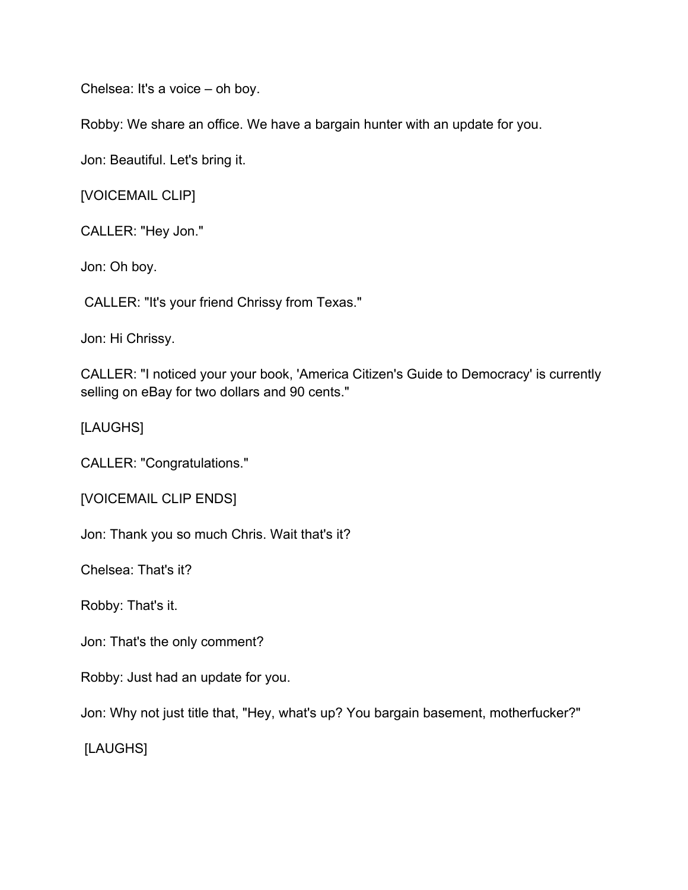Chelsea: It's a voice – oh boy.

Robby: We share an office. We have a bargain hunter with an update for you.

Jon: Beautiful. Let's bring it.

[VOICEMAIL CLIP]

CALLER: "Hey Jon."

Jon: Oh boy.

CALLER: "It's your friend Chrissy from Texas."

Jon: Hi Chrissy.

CALLER: "I noticed your your book, 'America Citizen's Guide to Democracy' is currently selling on eBay for two dollars and 90 cents."

[LAUGHS]

CALLER: "Congratulations."

[VOICEMAIL CLIP ENDS]

Jon: Thank you so much Chris. Wait that's it?

Chelsea: That's it?

Robby: That's it.

Jon: That's the only comment?

Robby: Just had an update for you.

Jon: Why not just title that, "Hey, what's up? You bargain basement, motherfucker?"

[LAUGHS]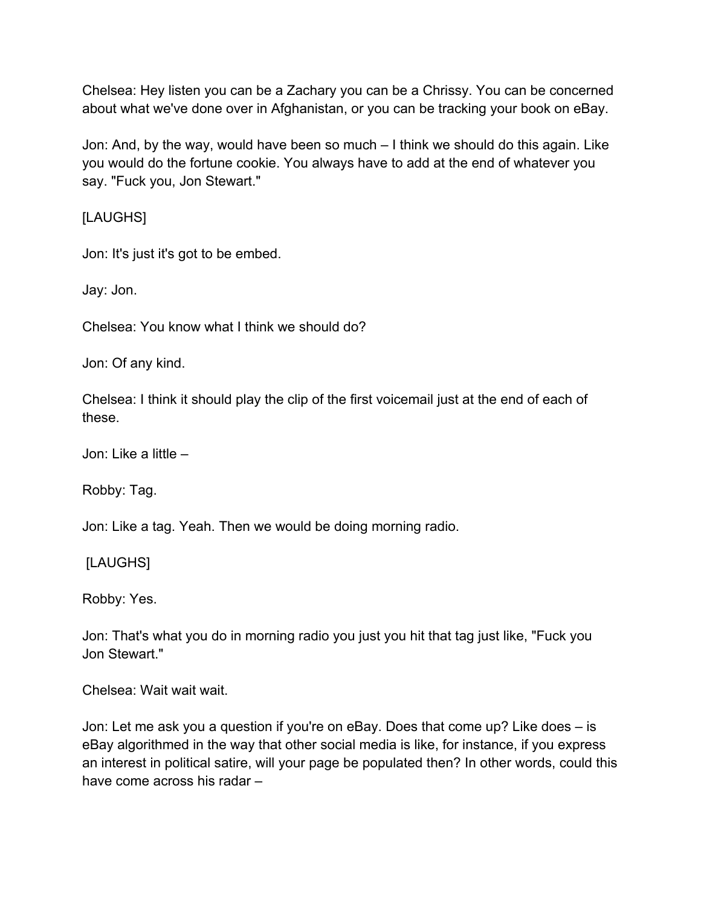Chelsea: Hey listen you can be a Zachary you can be a Chrissy. You can be concerned about what we've done over in Afghanistan, or you can be tracking your book on eBay.

Jon: And, by the way, would have been so much – I think we should do this again. Like you would do the fortune cookie. You always have to add at the end of whatever you say. "Fuck you, Jon Stewart."

[LAUGHS]

Jon: It's just it's got to be embed.

Jay: Jon.

Chelsea: You know what I think we should do?

Jon: Of any kind.

Chelsea: I think it should play the clip of the first voicemail just at the end of each of these.

Jon: Like a little –

Robby: Tag.

Jon: Like a tag. Yeah. Then we would be doing morning radio.

[LAUGHS]

Robby: Yes.

Jon: That's what you do in morning radio you just you hit that tag just like, "Fuck you Jon Stewart."

Chelsea: Wait wait wait.

Jon: Let me ask you a question if you're on eBay. Does that come up? Like does – is eBay algorithmed in the way that other social media is like, for instance, if you express an interest in political satire, will your page be populated then? In other words, could this have come across his radar –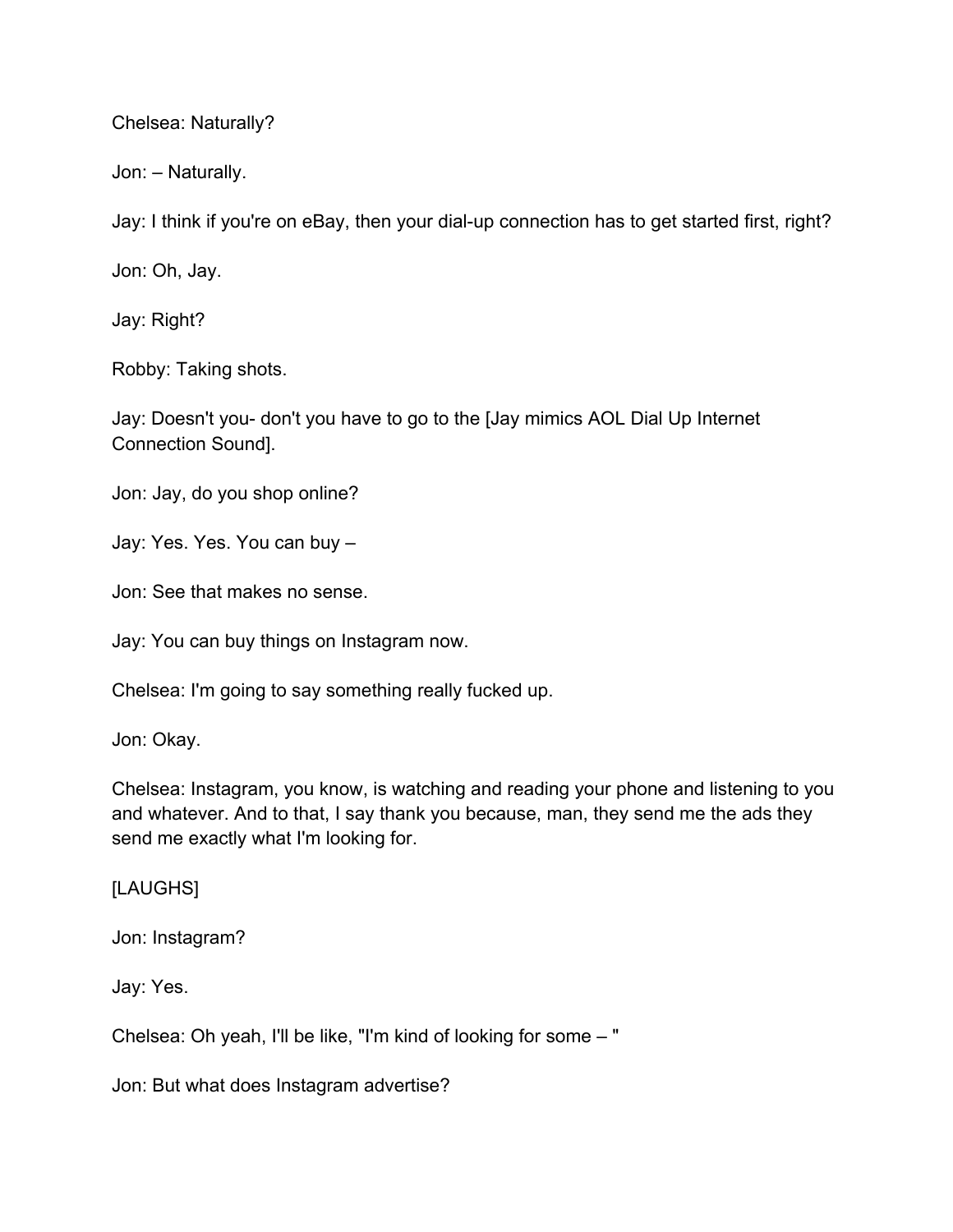Chelsea: Naturally?

Jon: – Naturally.

Jay: I think if you're on eBay, then your dial-up connection has to get started first, right?

Jon: Oh, Jay.

Jay: Right?

Robby: Taking shots.

Jay: Doesn't you- don't you have to go to the [Jay mimics AOL Dial Up Internet Connection Sound].

Jon: Jay, do you shop online?

Jay: Yes. Yes. You can buy –

Jon: See that makes no sense.

Jay: You can buy things on Instagram now.

Chelsea: I'm going to say something really fucked up.

Jon: Okay.

Chelsea: Instagram, you know, is watching and reading your phone and listening to you and whatever. And to that, I say thank you because, man, they send me the ads they send me exactly what I'm looking for.

[LAUGHS]

Jon: Instagram?

Jay: Yes.

Chelsea: Oh yeah, I'll be like, "I'm kind of looking for some – "

Jon: But what does Instagram advertise?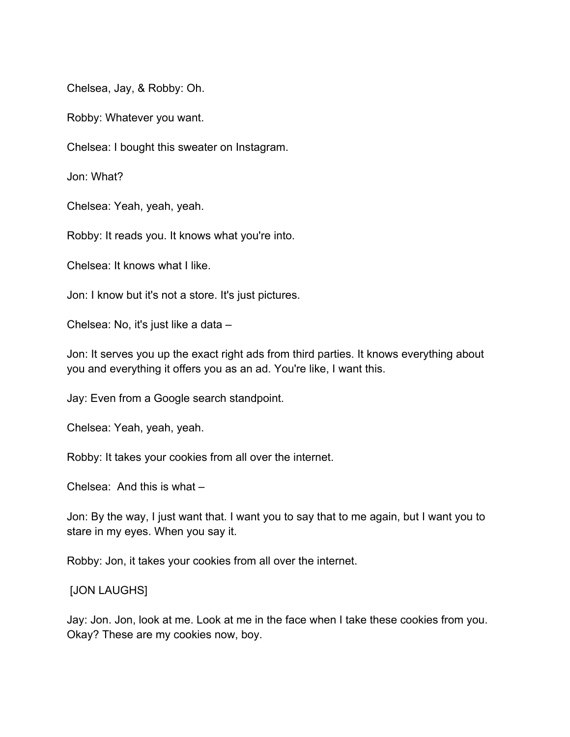Chelsea, Jay, & Robby: Oh.

Robby: Whatever you want.

Chelsea: I bought this sweater on Instagram.

Jon: What?

Chelsea: Yeah, yeah, yeah.

Robby: It reads you. It knows what you're into.

Chelsea: It knows what I like.

Jon: I know but it's not a store. It's just pictures.

Chelsea: No, it's just like a data –

Jon: It serves you up the exact right ads from third parties. It knows everything about you and everything it offers you as an ad. You're like, I want this.

Jay: Even from a Google search standpoint.

Chelsea: Yeah, yeah, yeah.

Robby: It takes your cookies from all over the internet.

Chelsea: And this is what –

Jon: By the way, I just want that. I want you to say that to me again, but I want you to stare in my eyes. When you say it.

Robby: Jon, it takes your cookies from all over the internet.

[JON LAUGHS]

Jay: Jon. Jon, look at me. Look at me in the face when I take these cookies from you. Okay? These are my cookies now, boy.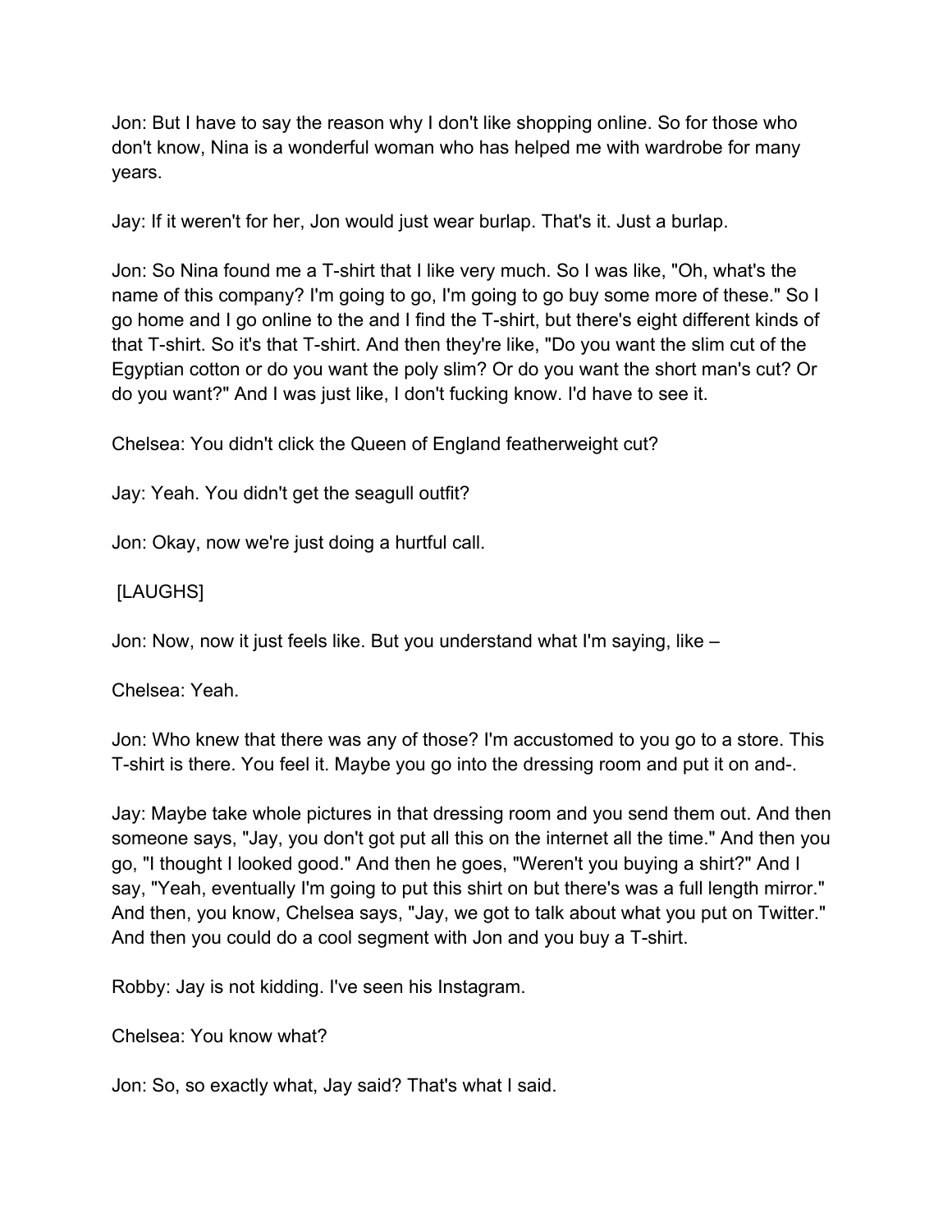Jon: But I have to say the reason why I don't like shopping online. So for those who don't know, Nina is a wonderful woman who has helped me with wardrobe for many years.

Jay: If it weren't for her, Jon would just wear burlap. That's it. Just a burlap.

Jon: So Nina found me a T-shirt that I like very much. So I was like, "Oh, what's the name of this company? I'm going to go, I'm going to go buy some more of these." So I go home and I go online to the and I find the T-shirt, but there's eight different kinds of that T-shirt. So it's that T-shirt. And then they're like, "Do you want the slim cut of the Egyptian cotton or do you want the poly slim? Or do you want the short man's cut? Or do you want?" And I was just like, I don't fucking know. I'd have to see it.

Chelsea: You didn't click the Queen of England featherweight cut?

Jay: Yeah. You didn't get the seagull outfit?

Jon: Okay, now we're just doing a hurtful call.

[LAUGHS]

Jon: Now, now it just feels like. But you understand what I'm saying, like –

Chelsea: Yeah.

Jon: Who knew that there was any of those? I'm accustomed to you go to a store. This T-shirt is there. You feel it. Maybe you go into the dressing room and put it on and-.

Jay: Maybe take whole pictures in that dressing room and you send them out. And then someone says, "Jay, you don't got put all this on the internet all the time." And then you go, "I thought I looked good." And then he goes, "Weren't you buying a shirt?" And I say, "Yeah, eventually I'm going to put this shirt on but there's was a full length mirror." And then, you know, Chelsea says, "Jay, we got to talk about what you put on Twitter." And then you could do a cool segment with Jon and you buy a T-shirt.

Robby: Jay is not kidding. I've seen his Instagram.

Chelsea: You know what?

Jon: So, so exactly what, Jay said? That's what I said.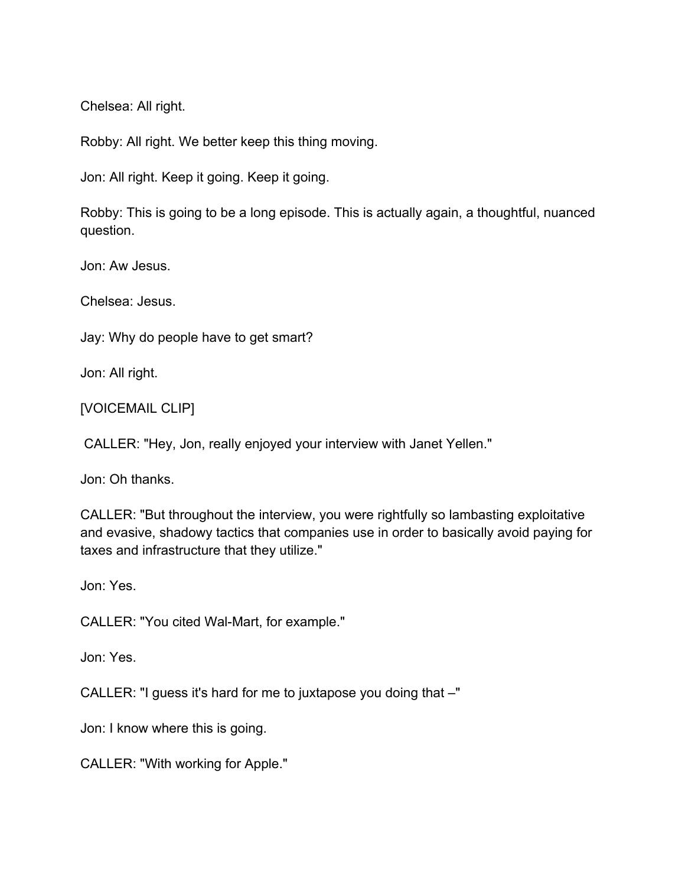Chelsea: All right.

Robby: All right. We better keep this thing moving.

Jon: All right. Keep it going. Keep it going.

Robby: This is going to be a long episode. This is actually again, a thoughtful, nuanced question.

Jon: Aw Jesus.

Chelsea: Jesus.

Jay: Why do people have to get smart?

Jon: All right.

[VOICEMAIL CLIP]

CALLER: "Hey, Jon, really enjoyed your interview with Janet Yellen."

Jon: Oh thanks.

CALLER: "But throughout the interview, you were rightfully so lambasting exploitative and evasive, shadowy tactics that companies use in order to basically avoid paying for taxes and infrastructure that they utilize."

Jon: Yes.

CALLER: "You cited Wal-Mart, for example."

Jon: Yes.

CALLER: "I guess it's hard for me to juxtapose you doing that –"

Jon: I know where this is going.

CALLER: "With working for Apple."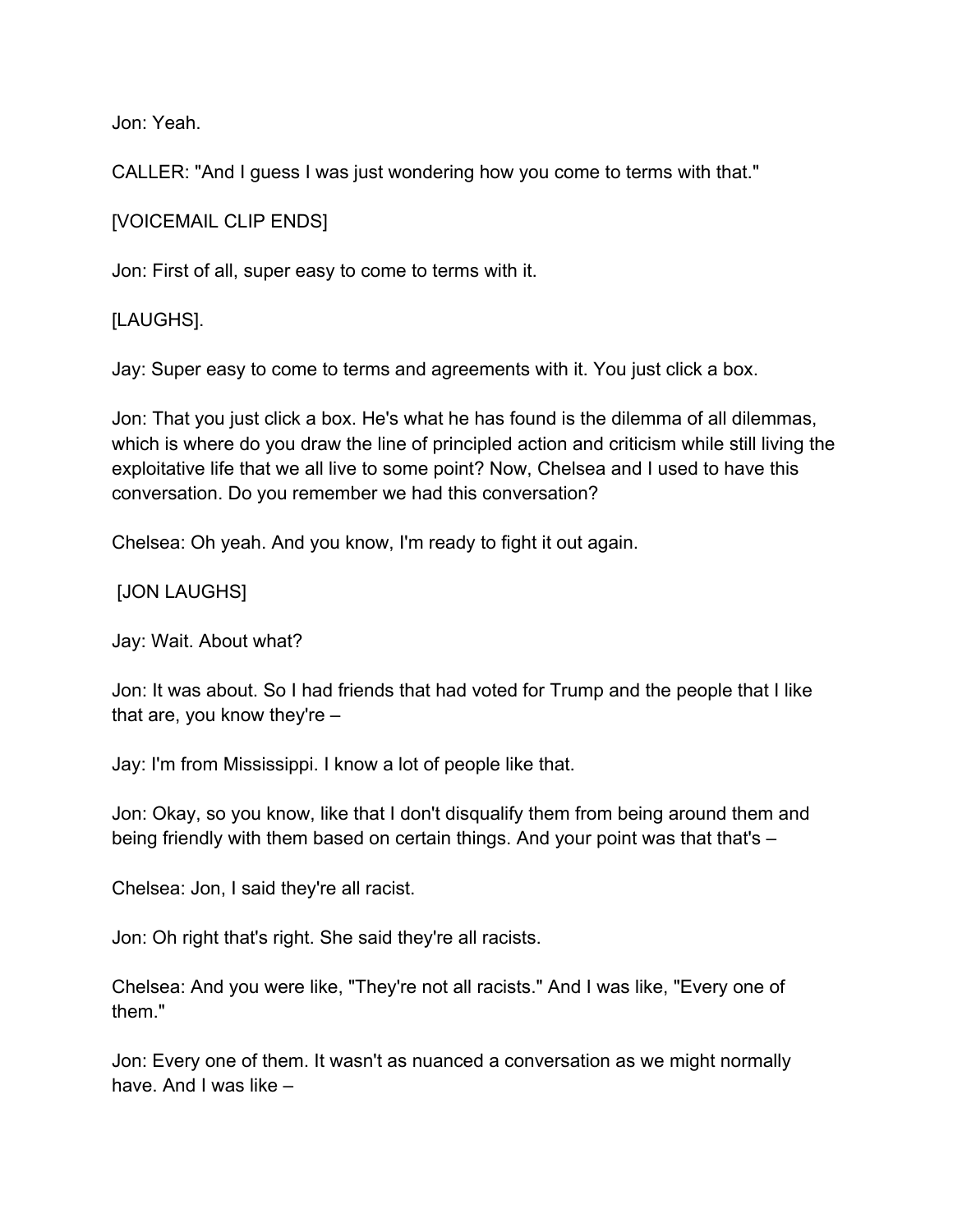Jon: Yeah.

CALLER: "And I guess I was just wondering how you come to terms with that."

[VOICEMAIL CLIP ENDS]

Jon: First of all, super easy to come to terms with it.

[LAUGHS].

Jay: Super easy to come to terms and agreements with it. You just click a box.

Jon: That you just click a box. He's what he has found is the dilemma of all dilemmas, which is where do you draw the line of principled action and criticism while still living the exploitative life that we all live to some point? Now, Chelsea and I used to have this conversation. Do you remember we had this conversation?

Chelsea: Oh yeah. And you know, I'm ready to fight it out again.

[JON LAUGHS]

Jay: Wait. About what?

Jon: It was about. So I had friends that had voted for Trump and the people that I like that are, you know they're –

Jay: I'm from Mississippi. I know a lot of people like that.

Jon: Okay, so you know, like that I don't disqualify them from being around them and being friendly with them based on certain things. And your point was that that's –

Chelsea: Jon, I said they're all racist.

Jon: Oh right that's right. She said they're all racists.

Chelsea: And you were like, "They're not all racists." And I was like, "Every one of them."

Jon: Every one of them. It wasn't as nuanced a conversation as we might normally have. And I was like –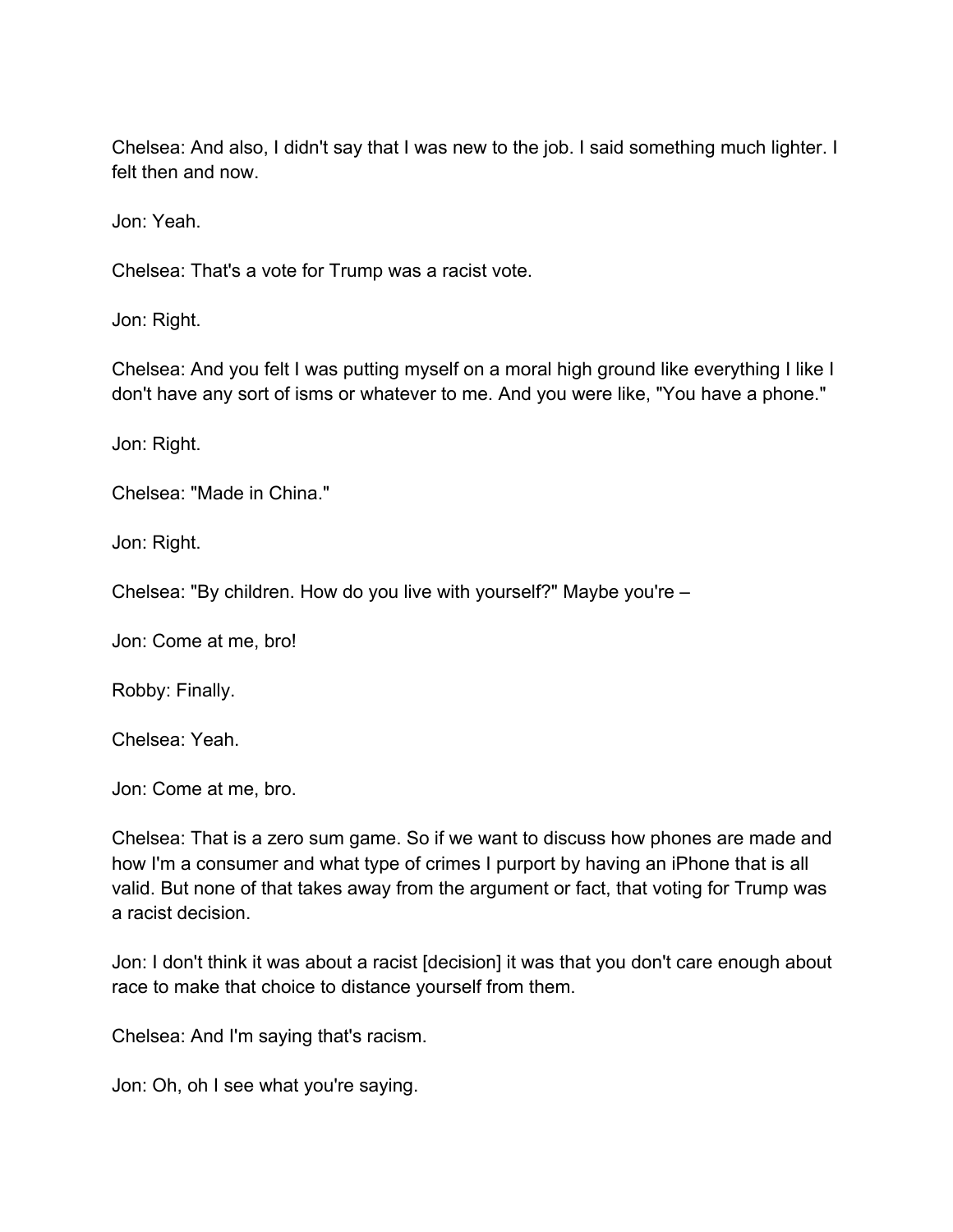Chelsea: And also, I didn't say that I was new to the job. I said something much lighter. I felt then and now.

Jon: Yeah.

Chelsea: That's a vote for Trump was a racist vote.

Jon: Right.

Chelsea: And you felt I was putting myself on a moral high ground like everything I like I don't have any sort of isms or whatever to me. And you were like, "You have a phone."

Jon: Right.

Chelsea: "Made in China."

Jon: Right.

Chelsea: "By children. How do you live with yourself?" Maybe you're –

Jon: Come at me, bro!

Robby: Finally.

Chelsea: Yeah.

Jon: Come at me, bro.

Chelsea: That is a zero sum game. So if we want to discuss how phones are made and how I'm a consumer and what type of crimes I purport by having an iPhone that is all valid. But none of that takes away from the argument or fact, that voting for Trump was a racist decision.

Jon: I don't think it was about a racist [decision] it was that you don't care enough about race to make that choice to distance yourself from them.

Chelsea: And I'm saying that's racism.

Jon: Oh, oh I see what you're saying.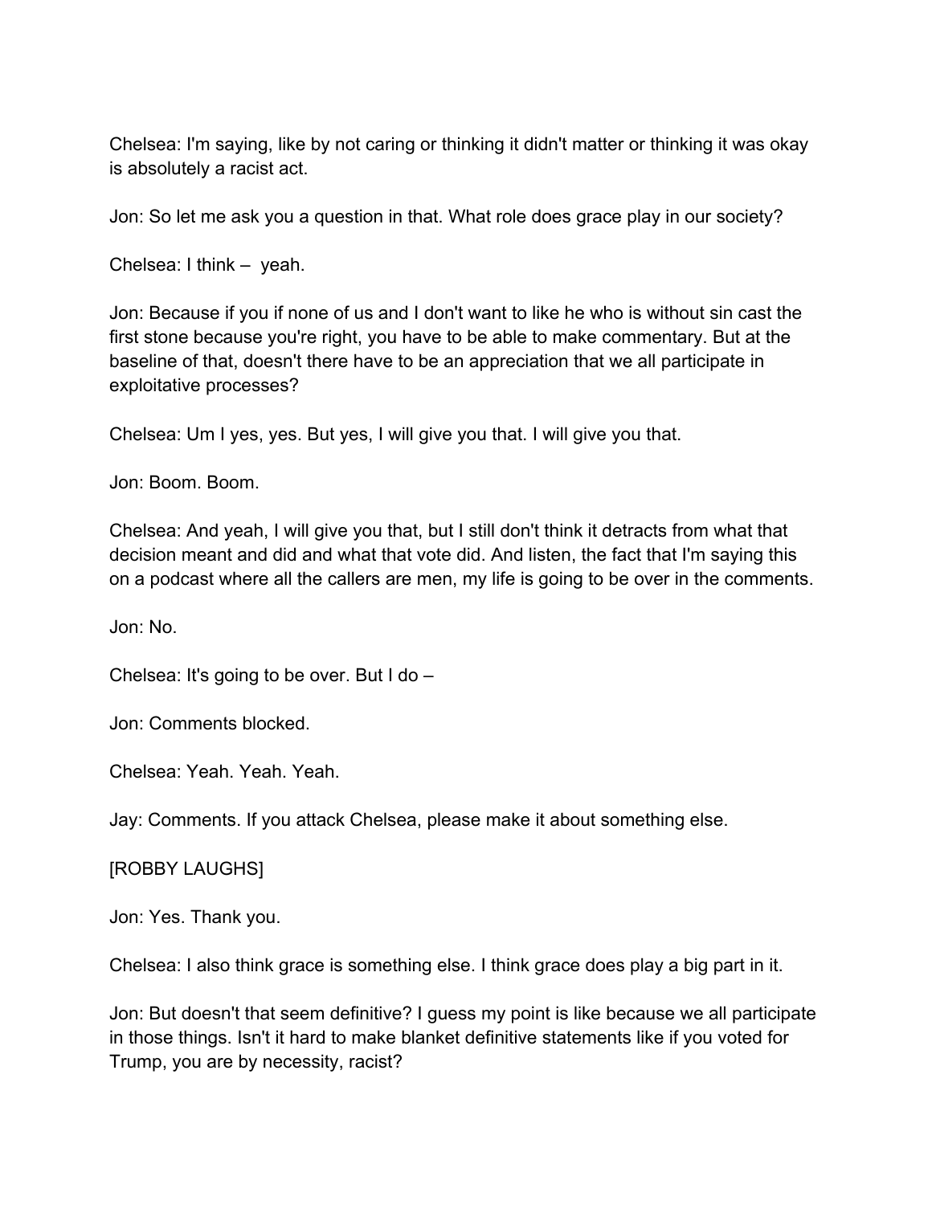Chelsea: I'm saying, like by not caring or thinking it didn't matter or thinking it was okay is absolutely a racist act.

Jon: So let me ask you a question in that. What role does grace play in our society?

Chelsea: I think – yeah.

Jon: Because if you if none of us and I don't want to like he who is without sin cast the first stone because you're right, you have to be able to make commentary. But at the baseline of that, doesn't there have to be an appreciation that we all participate in exploitative processes?

Chelsea: Um I yes, yes. But yes, I will give you that. I will give you that.

Jon: Boom. Boom.

Chelsea: And yeah, I will give you that, but I still don't think it detracts from what that decision meant and did and what that vote did. And listen, the fact that I'm saying this on a podcast where all the callers are men, my life is going to be over in the comments.

Jon: No.

Chelsea: It's going to be over. But I do –

Jon: Comments blocked.

Chelsea: Yeah. Yeah. Yeah.

Jay: Comments. If you attack Chelsea, please make it about something else.

[ROBBY LAUGHS]

Jon: Yes. Thank you.

Chelsea: I also think grace is something else. I think grace does play a big part in it.

Jon: But doesn't that seem definitive? I guess my point is like because we all participate in those things. Isn't it hard to make blanket definitive statements like if you voted for Trump, you are by necessity, racist?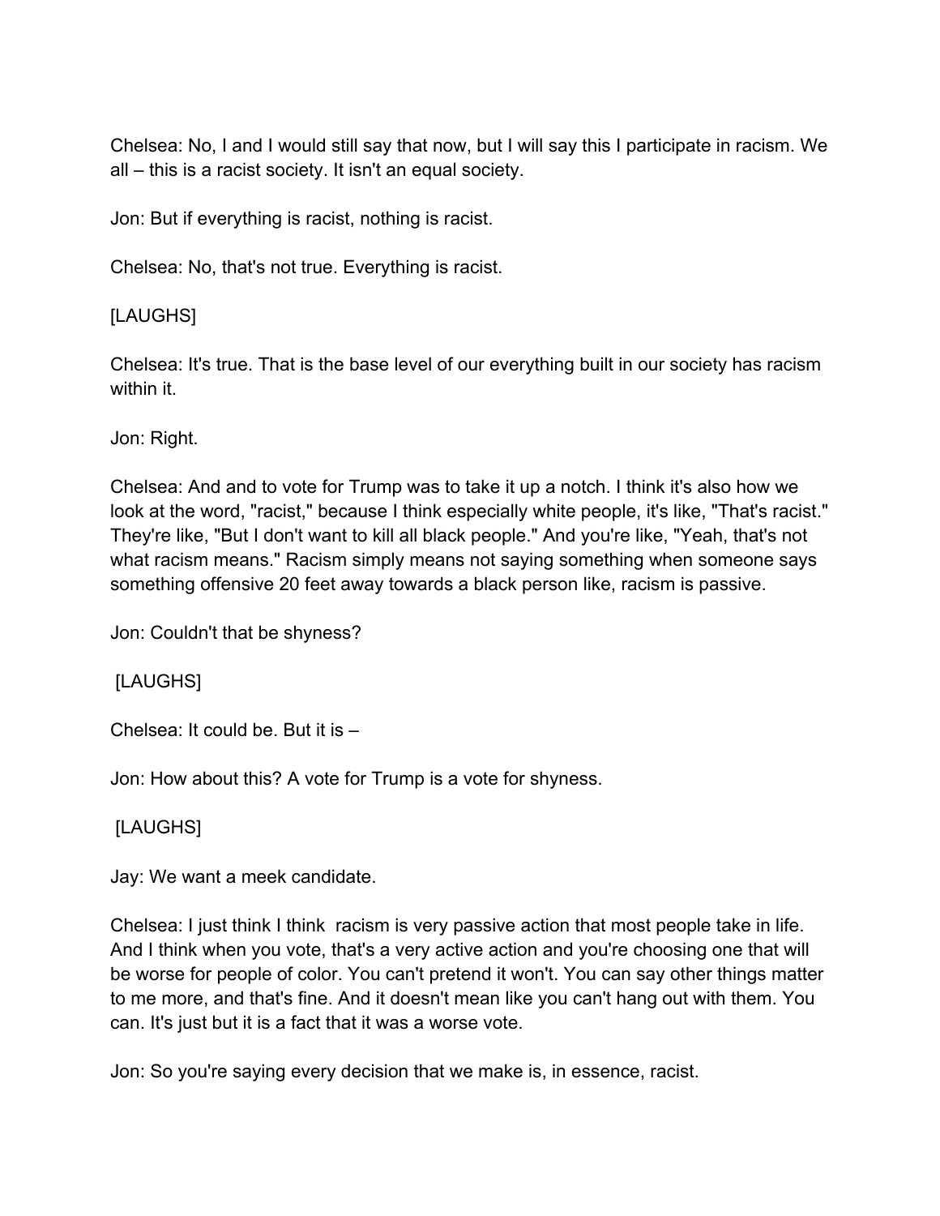Chelsea: No, I and I would still say that now, but I will say this I participate in racism. We all – this is a racist society. It isn't an equal society.

Jon: But if everything is racist, nothing is racist.

Chelsea: No, that's not true. Everything is racist.

[LAUGHS]

Chelsea: It's true. That is the base level of our everything built in our society has racism within it.

Jon: Right.

Chelsea: And and to vote for Trump was to take it up a notch. I think it's also how we look at the word, "racist," because I think especially white people, it's like, "That's racist." They're like, "But I don't want to kill all black people." And you're like, "Yeah, that's not what racism means." Racism simply means not saying something when someone says something offensive 20 feet away towards a black person like, racism is passive.

Jon: Couldn't that be shyness?

[LAUGHS]

Chelsea: It could be. But it is –

Jon: How about this? A vote for Trump is a vote for shyness.

[LAUGHS]

Jay: We want a meek candidate.

Chelsea: I just think I think racism is very passive action that most people take in life. And I think when you vote, that's a very active action and you're choosing one that will be worse for people of color. You can't pretend it won't. You can say other things matter to me more, and that's fine. And it doesn't mean like you can't hang out with them. You can. It's just but it is a fact that it was a worse vote.

Jon: So you're saying every decision that we make is, in essence, racist.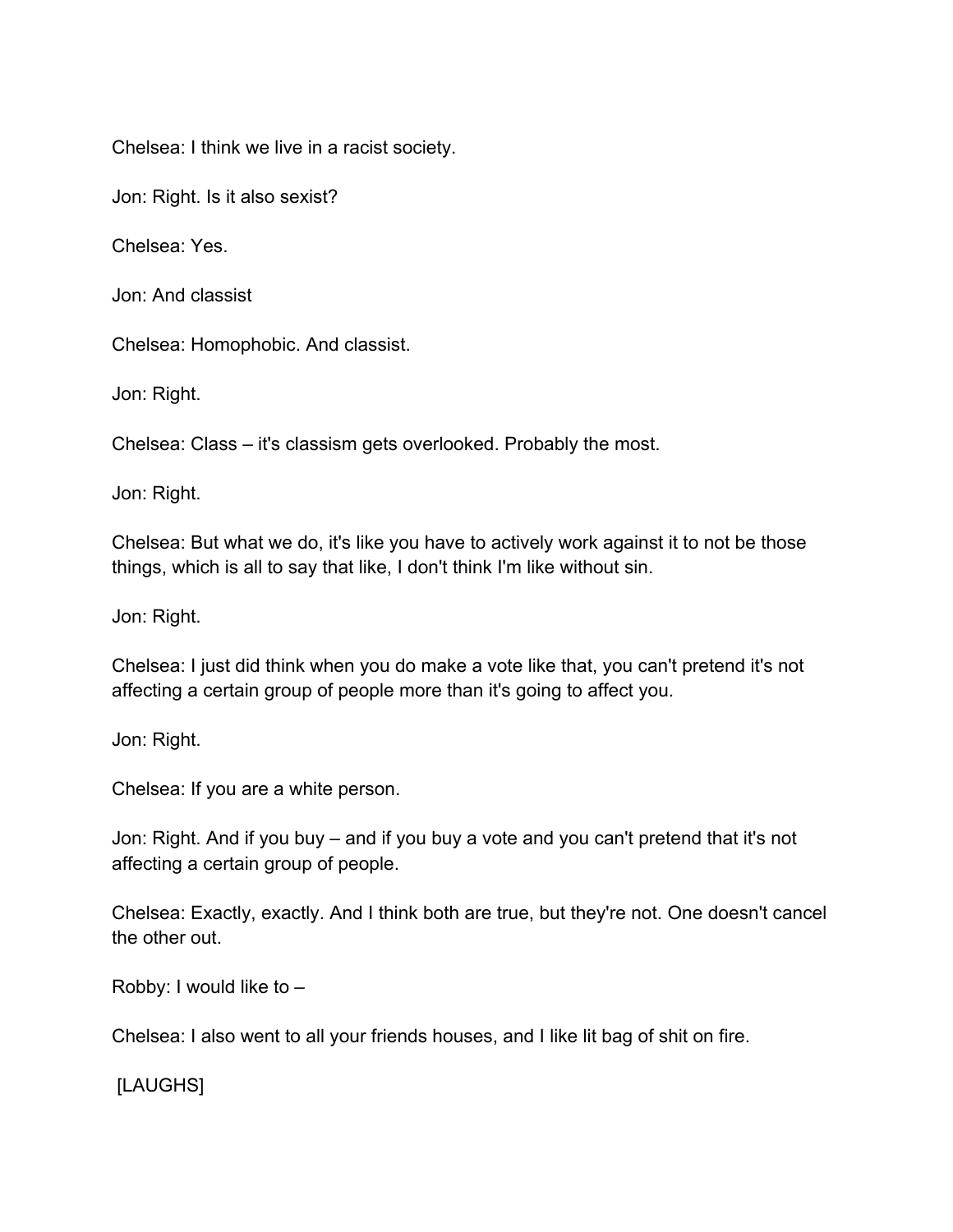Chelsea: I think we live in a racist society.

Jon: Right. Is it also sexist?

Chelsea: Yes.

Jon: And classist

Chelsea: Homophobic. And classist.

Jon: Right.

Chelsea: Class – it's classism gets overlooked. Probably the most.

Jon: Right.

Chelsea: But what we do, it's like you have to actively work against it to not be those things, which is all to say that like, I don't think I'm like without sin.

Jon: Right.

Chelsea: I just did think when you do make a vote like that, you can't pretend it's not affecting a certain group of people more than it's going to affect you.

Jon: Right.

Chelsea: If you are a white person.

Jon: Right. And if you buy – and if you buy a vote and you can't pretend that it's not affecting a certain group of people.

Chelsea: Exactly, exactly. And I think both are true, but they're not. One doesn't cancel the other out.

Robby: I would like to –

Chelsea: I also went to all your friends houses, and I like lit bag of shit on fire.

[LAUGHS]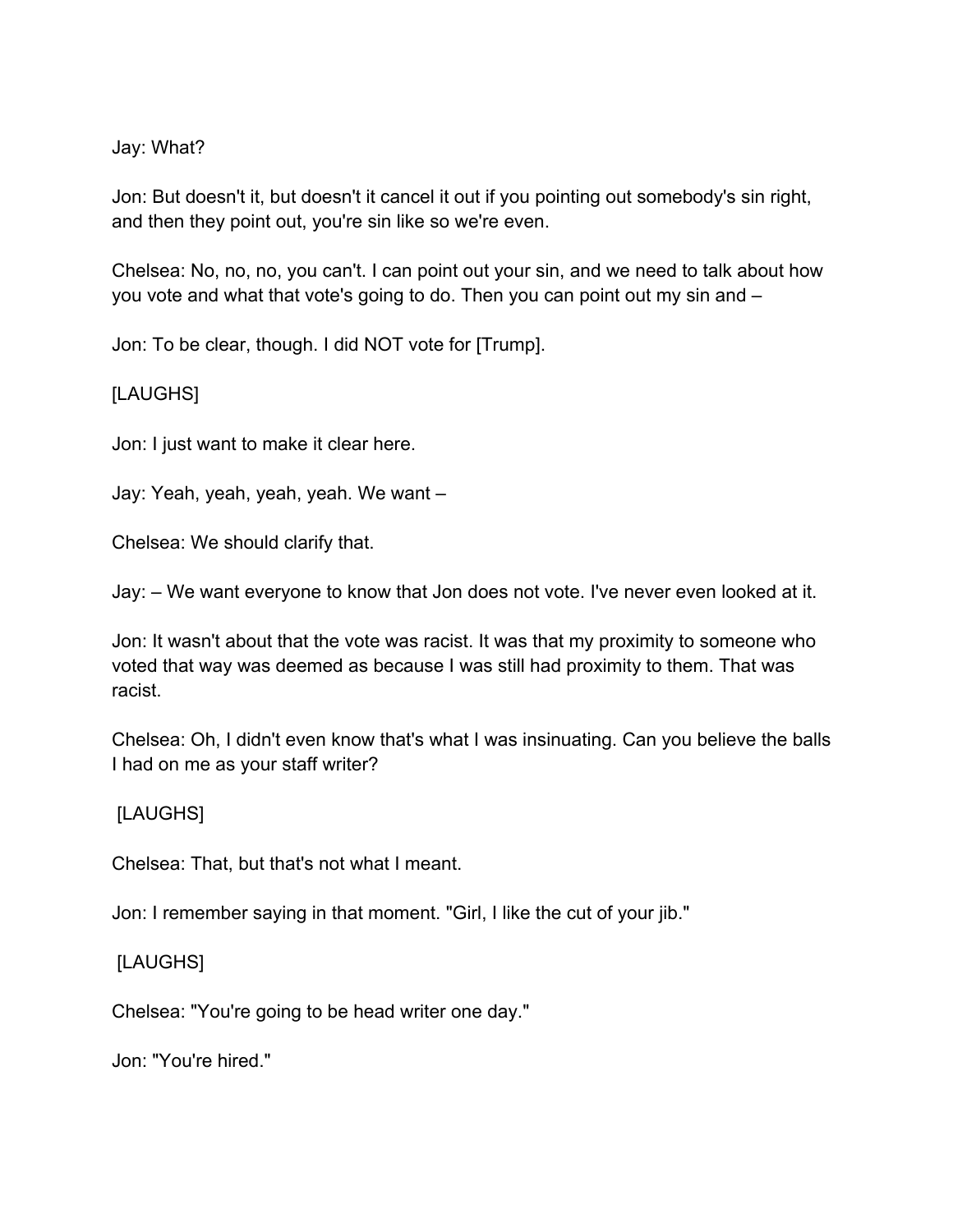Jay: What?

Jon: But doesn't it, but doesn't it cancel it out if you pointing out somebody's sin right, and then they point out, you're sin like so we're even.

Chelsea: No, no, no, you can't. I can point out your sin, and we need to talk about how you vote and what that vote's going to do. Then you can point out my sin and –

Jon: To be clear, though. I did NOT vote for [Trump].

[LAUGHS]

Jon: I just want to make it clear here.

Jay: Yeah, yeah, yeah, yeah. We want –

Chelsea: We should clarify that.

Jay: – We want everyone to know that Jon does not vote. I've never even looked at it.

Jon: It wasn't about that the vote was racist. It was that my proximity to someone who voted that way was deemed as because I was still had proximity to them. That was racist.

Chelsea: Oh, I didn't even know that's what I was insinuating. Can you believe the balls I had on me as your staff writer?

[LAUGHS]

Chelsea: That, but that's not what I meant.

Jon: I remember saying in that moment. "Girl, I like the cut of your jib."

[LAUGHS]

Chelsea: "You're going to be head writer one day."

Jon: "You're hired."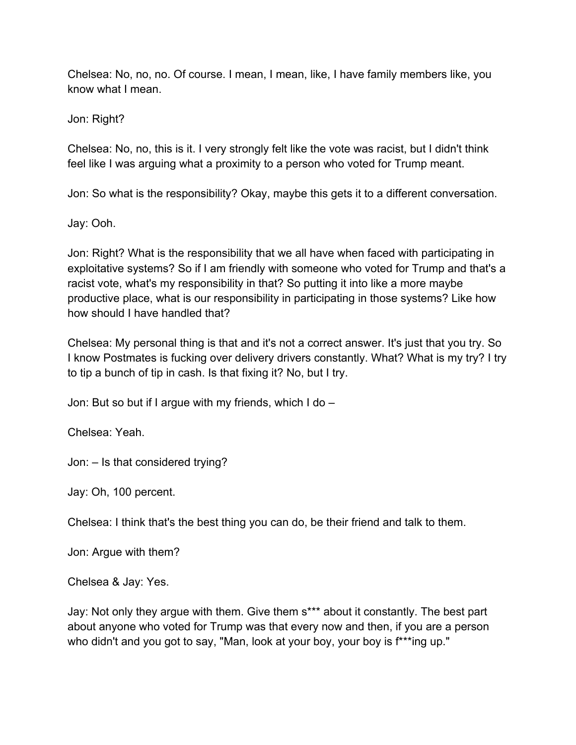Chelsea: No, no, no. Of course. I mean, I mean, like, I have family members like, you know what I mean.

Jon: Right?

Chelsea: No, no, this is it. I very strongly felt like the vote was racist, but I didn't think feel like I was arguing what a proximity to a person who voted for Trump meant.

Jon: So what is the responsibility? Okay, maybe this gets it to a different conversation.

Jay: Ooh.

Jon: Right? What is the responsibility that we all have when faced with participating in exploitative systems? So if I am friendly with someone who voted for Trump and that's a racist vote, what's my responsibility in that? So putting it into like a more maybe productive place, what is our responsibility in participating in those systems? Like how how should I have handled that?

Chelsea: My personal thing is that and it's not a correct answer. It's just that you try. So I know Postmates is fucking over delivery drivers constantly. What? What is my try? I try to tip a bunch of tip in cash. Is that fixing it? No, but I try.

Jon: But so but if I argue with my friends, which I do –

Chelsea: Yeah.

Jon: – Is that considered trying?

Jay: Oh, 100 percent.

Chelsea: I think that's the best thing you can do, be their friend and talk to them.

Jon: Argue with them?

Chelsea & Jay: Yes.

Jay: Not only they argue with them. Give them s*** about it constantly. The best part about anyone who voted for Trump was that every now and then, if you are a person who didn't and you got to say, "Man, look at your boy, your boy is f***ing up."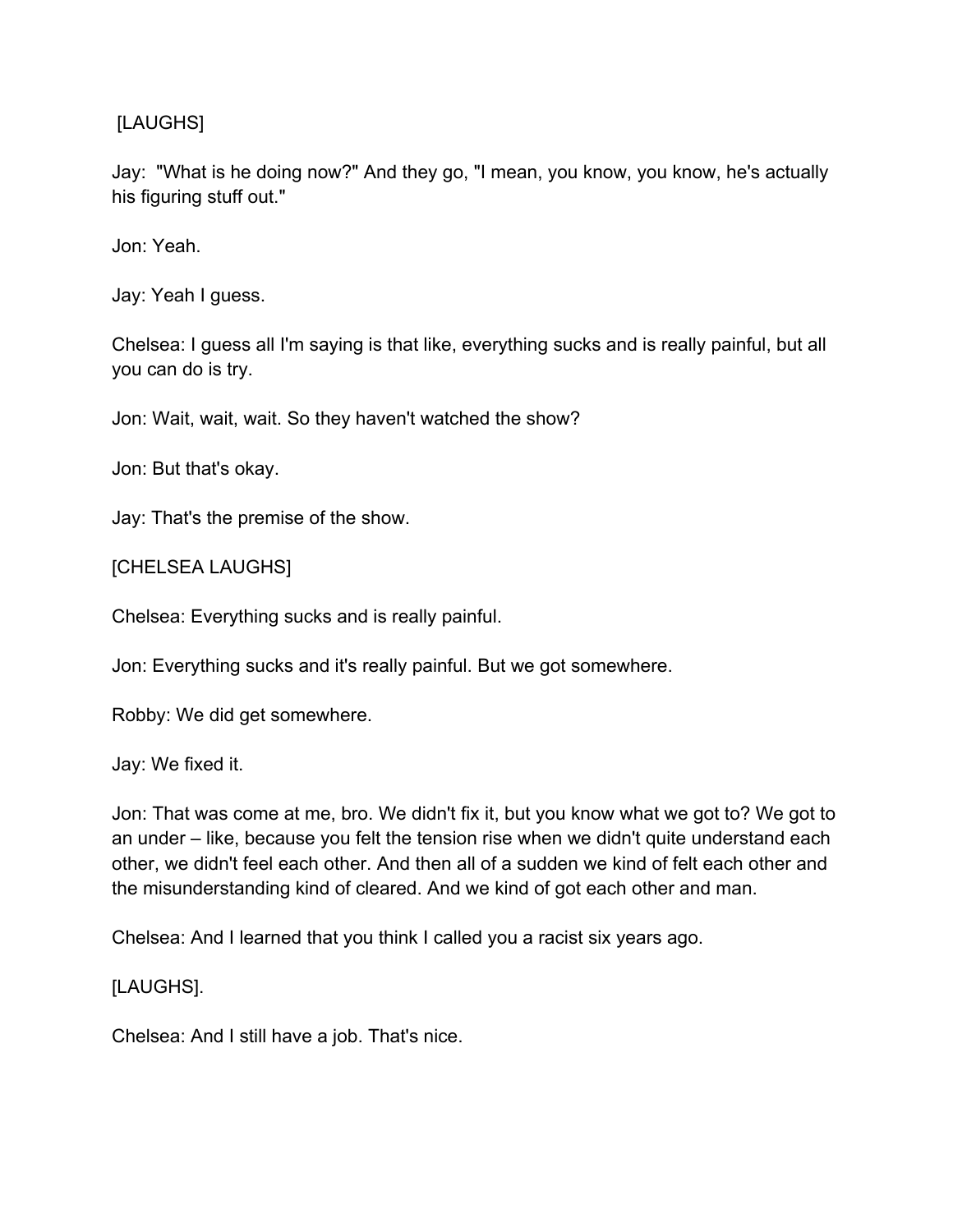[LAUGHS]

Jay: "What is he doing now?" And they go, "I mean, you know, you know, he's actually his figuring stuff out."

Jon: Yeah.

Jay: Yeah I guess.

Chelsea: I guess all I'm saying is that like, everything sucks and is really painful, but all you can do is try.

Jon: Wait, wait, wait. So they haven't watched the show?

Jon: But that's okay.

Jay: That's the premise of the show.

[CHELSEA LAUGHS]

Chelsea: Everything sucks and is really painful.

Jon: Everything sucks and it's really painful. But we got somewhere.

Robby: We did get somewhere.

Jay: We fixed it.

Jon: That was come at me, bro. We didn't fix it, but you know what we got to? We got to an under – like, because you felt the tension rise when we didn't quite understand each other, we didn't feel each other. And then all of a sudden we kind of felt each other and the misunderstanding kind of cleared. And we kind of got each other and man.

Chelsea: And I learned that you think I called you a racist six years ago.

[LAUGHS].

Chelsea: And I still have a job. That's nice.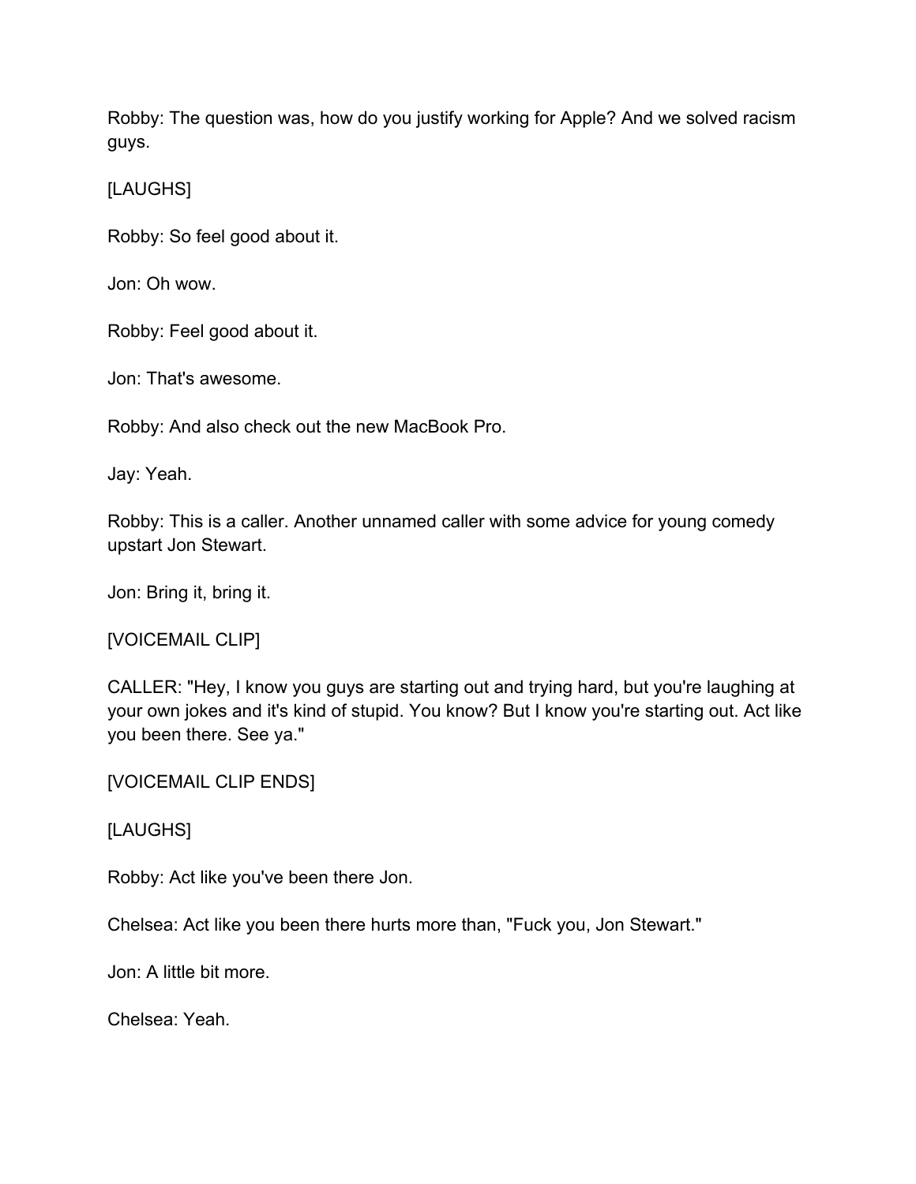Robby: The question was, how do you justify working for Apple? And we solved racism guys.

[LAUGHS]

Robby: So feel good about it.

Jon: Oh wow.

Robby: Feel good about it.

Jon: That's awesome.

Robby: And also check out the new MacBook Pro.

Jay: Yeah.

Robby: This is a caller. Another unnamed caller with some advice for young comedy upstart Jon Stewart.

Jon: Bring it, bring it.

[VOICEMAIL CLIP]

CALLER: "Hey, I know you guys are starting out and trying hard, but you're laughing at your own jokes and it's kind of stupid. You know? But I know you're starting out. Act like you been there. See ya."

[VOICEMAIL CLIP ENDS]

[LAUGHS]

Robby: Act like you've been there Jon.

Chelsea: Act like you been there hurts more than, "Fuck you, Jon Stewart."

Jon: A little bit more.

Chelsea: Yeah.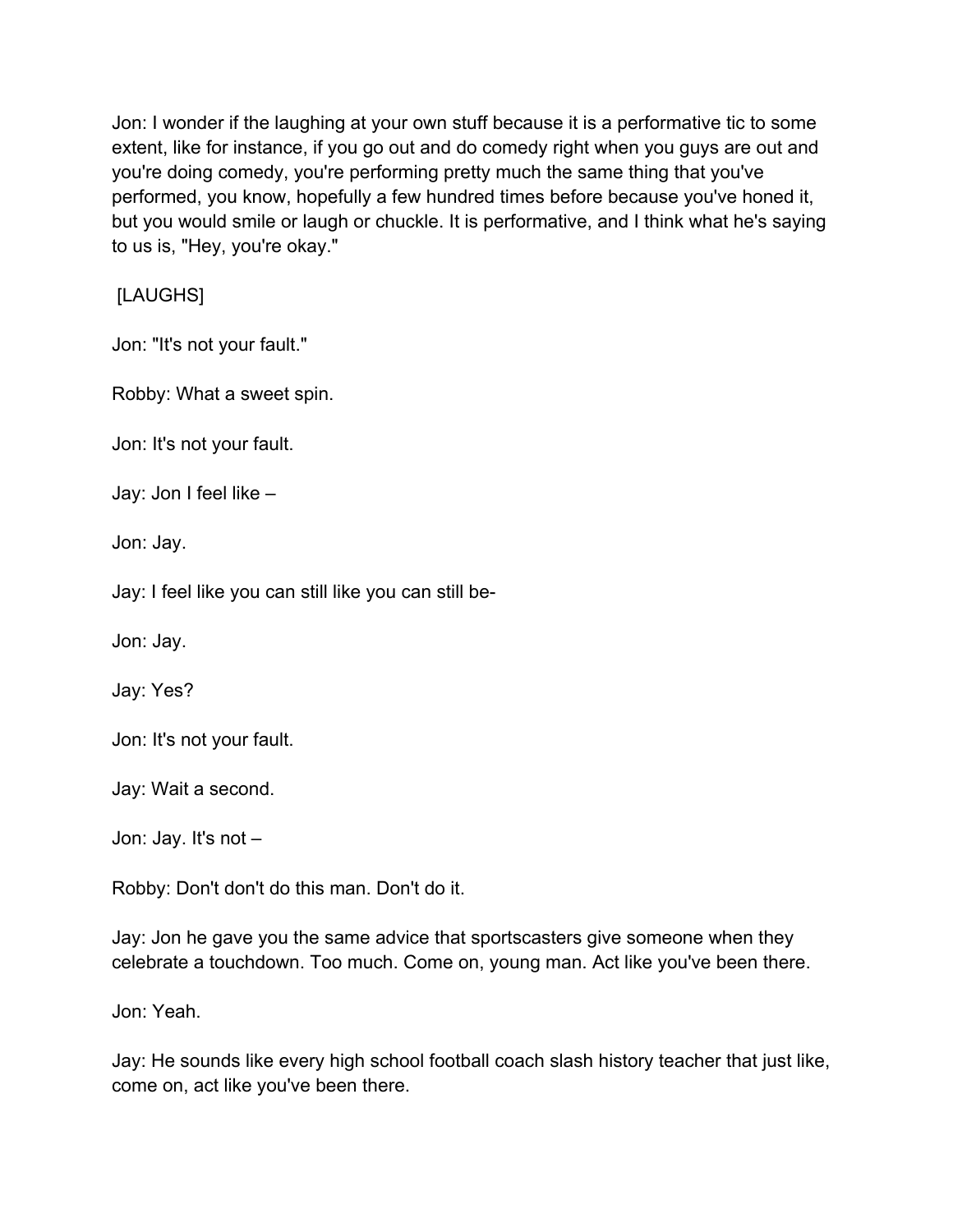Jon: I wonder if the laughing at your own stuff because it is a performative tic to some extent, like for instance, if you go out and do comedy right when you guys are out and you're doing comedy, you're performing pretty much the same thing that you've performed, you know, hopefully a few hundred times before because you've honed it, but you would smile or laugh or chuckle. It is performative, and I think what he's saying to us is, "Hey, you're okay."

[LAUGHS]

Jon: "It's not your fault."

Robby: What a sweet spin.

Jon: It's not your fault.

Jay: Jon I feel like –

Jon: Jay.

Jay: I feel like you can still like you can still be-

Jon: Jay.

Jay: Yes?

Jon: It's not your fault.

Jay: Wait a second.

Jon: Jay. It's not –

Robby: Don't don't do this man. Don't do it.

Jay: Jon he gave you the same advice that sportscasters give someone when they celebrate a touchdown. Too much. Come on, young man. Act like you've been there.

Jon: Yeah.

Jay: He sounds like every high school football coach slash history teacher that just like, come on, act like you've been there.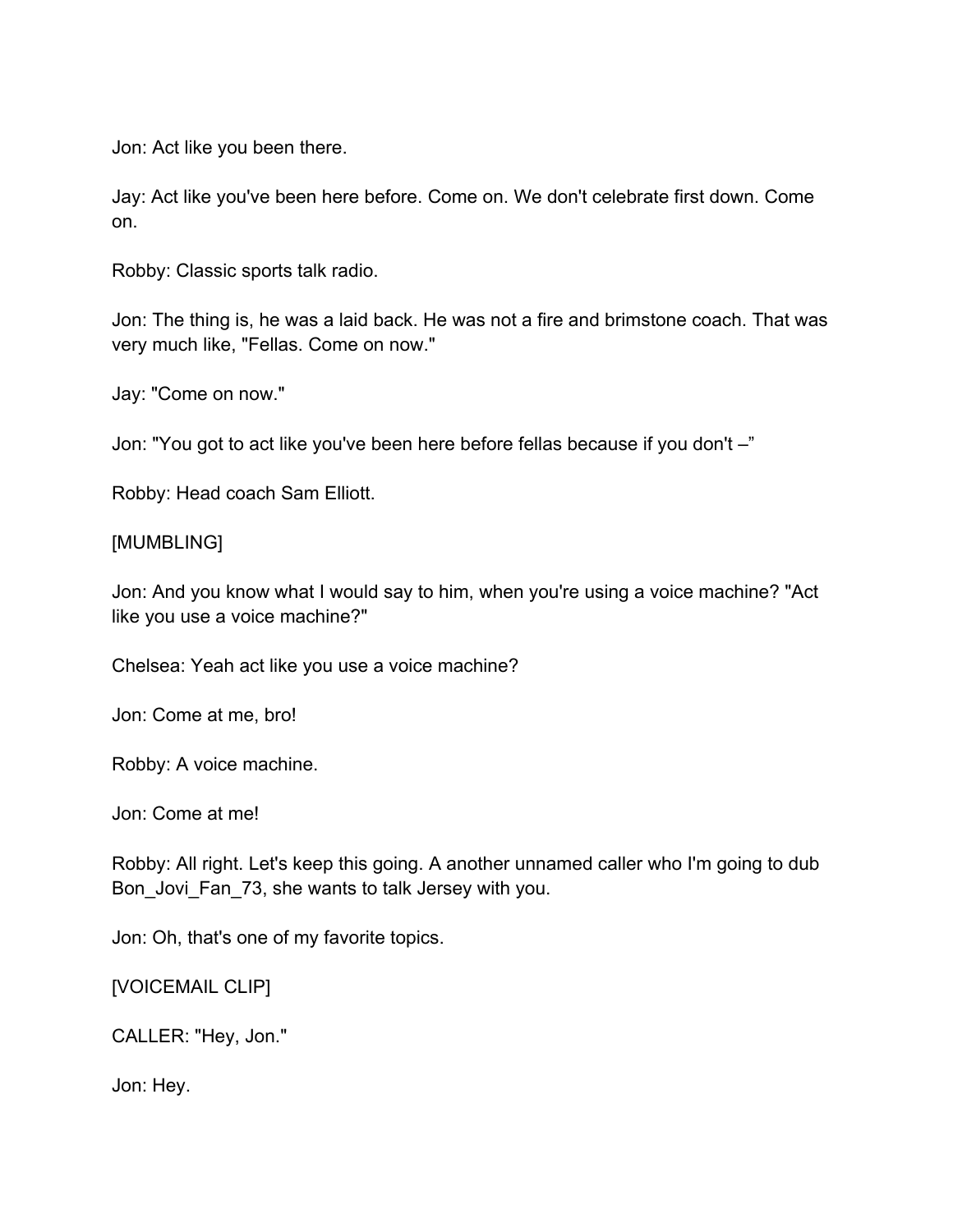Jon: Act like you been there.

Jay: Act like you've been here before. Come on. We don't celebrate first down. Come on.

Robby: Classic sports talk radio.

Jon: The thing is, he was a laid back. He was not a fire and brimstone coach. That was very much like, "Fellas. Come on now."

Jay: "Come on now."

Jon: "You got to act like you've been here before fellas because if you don't –"

Robby: Head coach Sam Elliott.

[MUMBLING]

Jon: And you know what I would say to him, when you're using a voice machine? "Act like you use a voice machine?"

Chelsea: Yeah act like you use a voice machine?

Jon: Come at me, bro!

Robby: A voice machine.

Jon: Come at me!

Robby: All right. Let's keep this going. A another unnamed caller who I'm going to dub Bon_Jovi_Fan_73, she wants to talk Jersey with you.

Jon: Oh, that's one of my favorite topics.

[VOICEMAIL CLIP]

CALLER: "Hey, Jon."

Jon: Hey.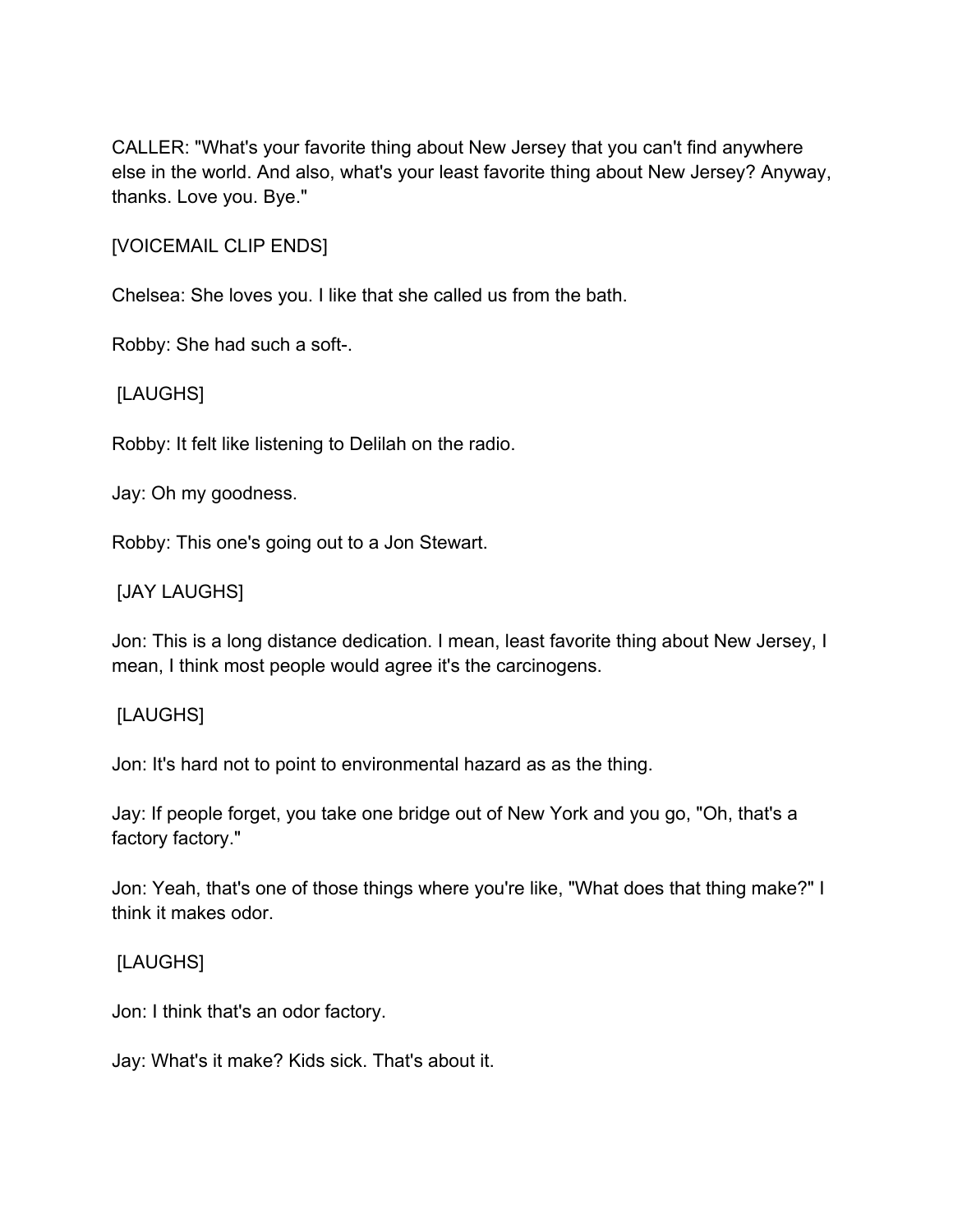CALLER: "What's your favorite thing about New Jersey that you can't find anywhere else in the world. And also, what's your least favorite thing about New Jersey? Anyway, thanks. Love you. Bye."

[VOICEMAIL CLIP ENDS]

Chelsea: She loves you. I like that she called us from the bath.

Robby: She had such a soft-.

[LAUGHS]

Robby: It felt like listening to Delilah on the radio.

Jay: Oh my goodness.

Robby: This one's going out to a Jon Stewart.

[JAY LAUGHS]

Jon: This is a long distance dedication. I mean, least favorite thing about New Jersey, I mean, I think most people would agree it's the carcinogens.

[LAUGHS]

Jon: It's hard not to point to environmental hazard as as the thing.

Jay: If people forget, you take one bridge out of New York and you go, "Oh, that's a factory factory."

Jon: Yeah, that's one of those things where you're like, "What does that thing make?" I think it makes odor.

[LAUGHS]

Jon: I think that's an odor factory.

Jay: What's it make? Kids sick. That's about it.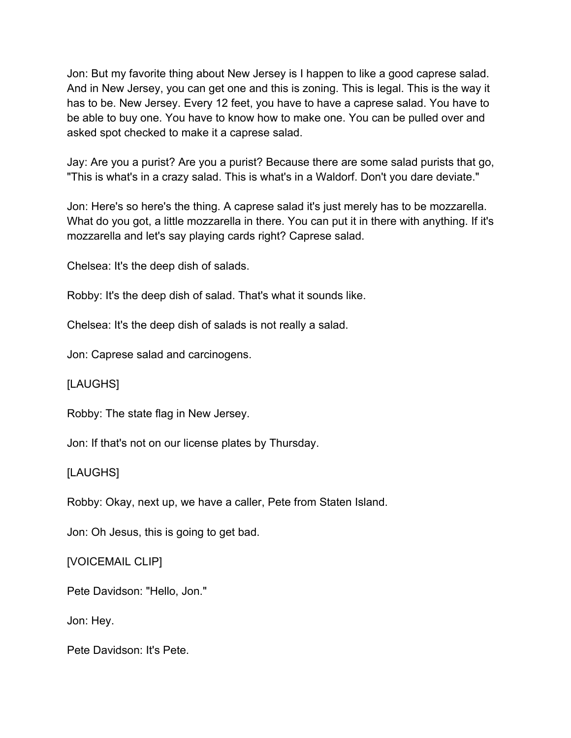Jon: But my favorite thing about New Jersey is I happen to like a good caprese salad. And in New Jersey, you can get one and this is zoning. This is legal. This is the way it has to be. New Jersey. Every 12 feet, you have to have a caprese salad. You have to be able to buy one. You have to know how to make one. You can be pulled over and asked spot checked to make it a caprese salad.

Jay: Are you a purist? Are you a purist? Because there are some salad purists that go, "This is what's in a crazy salad. This is what's in a Waldorf. Don't you dare deviate."

Jon: Here's so here's the thing. A caprese salad it's just merely has to be mozzarella. What do you got, a little mozzarella in there. You can put it in there with anything. If it's mozzarella and let's say playing cards right? Caprese salad.

Chelsea: It's the deep dish of salads.

Robby: It's the deep dish of salad. That's what it sounds like.

Chelsea: It's the deep dish of salads is not really a salad.

Jon: Caprese salad and carcinogens.

[LAUGHS]

Robby: The state flag in New Jersey.

Jon: If that's not on our license plates by Thursday.

[LAUGHS]

Robby: Okay, next up, we have a caller, Pete from Staten Island.

Jon: Oh Jesus, this is going to get bad.

[VOICEMAIL CLIP]

Pete Davidson: "Hello, Jon."

Jon: Hey.

Pete Davidson: It's Pete.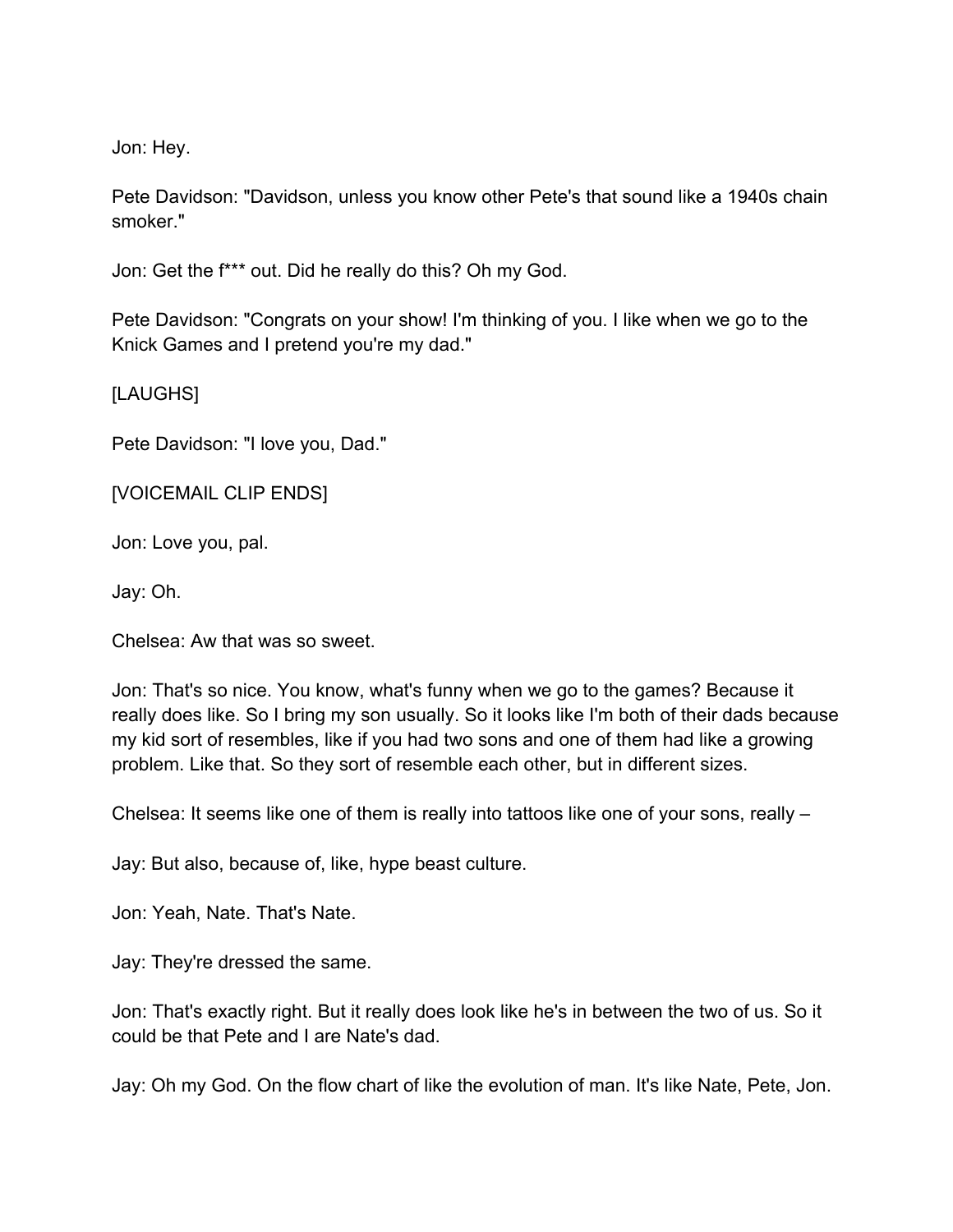Jon: Hey.

Pete Davidson: "Davidson, unless you know other Pete's that sound like a 1940s chain smoker."

Jon: Get the f*** out. Did he really do this? Oh my God.

Pete Davidson: "Congrats on your show! I'm thinking of you. I like when we go to the Knick Games and I pretend you're my dad."

[LAUGHS]

Pete Davidson: "I love you, Dad."

[VOICEMAIL CLIP ENDS]

Jon: Love you, pal.

Jay: Oh.

Chelsea: Aw that was so sweet.

Jon: That's so nice. You know, what's funny when we go to the games? Because it really does like. So I bring my son usually. So it looks like I'm both of their dads because my kid sort of resembles, like if you had two sons and one of them had like a growing problem. Like that. So they sort of resemble each other, but in different sizes.

Chelsea: It seems like one of them is really into tattoos like one of your sons, really –

Jay: But also, because of, like, hype beast culture.

Jon: Yeah, Nate. That's Nate.

Jay: They're dressed the same.

Jon: That's exactly right. But it really does look like he's in between the two of us. So it could be that Pete and I are Nate's dad.

Jay: Oh my God. On the flow chart of like the evolution of man. It's like Nate, Pete, Jon.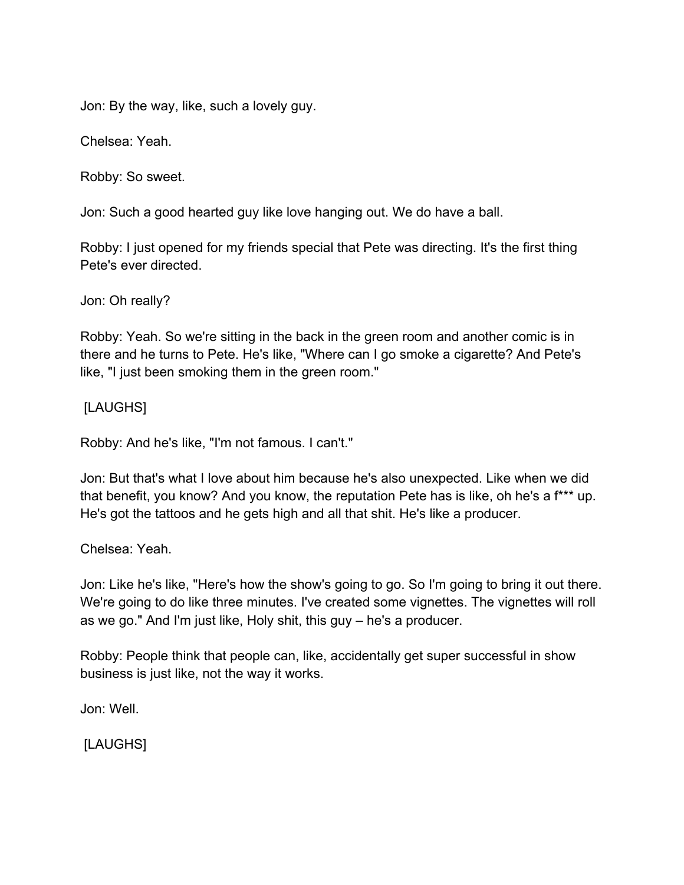Jon: By the way, like, such a lovely guy.

Chelsea: Yeah.

Robby: So sweet.

Jon: Such a good hearted guy like love hanging out. We do have a ball.

Robby: I just opened for my friends special that Pete was directing. It's the first thing Pete's ever directed.

Jon: Oh really?

Robby: Yeah. So we're sitting in the back in the green room and another comic is in there and he turns to Pete. He's like, "Where can I go smoke a cigarette? And Pete's like, "I just been smoking them in the green room."

[LAUGHS]

Robby: And he's like, "I'm not famous. I can't."

Jon: But that's what I love about him because he's also unexpected. Like when we did that benefit, you know? And you know, the reputation Pete has is like, oh he's a f*** up. He's got the tattoos and he gets high and all that shit. He's like a producer.

Chelsea: Yeah.

Jon: Like he's like, "Here's how the show's going to go. So I'm going to bring it out there. We're going to do like three minutes. I've created some vignettes. The vignettes will roll as we go." And I'm just like, Holy shit, this guy – he's a producer.

Robby: People think that people can, like, accidentally get super successful in show business is just like, not the way it works.

Jon: Well.

[LAUGHS]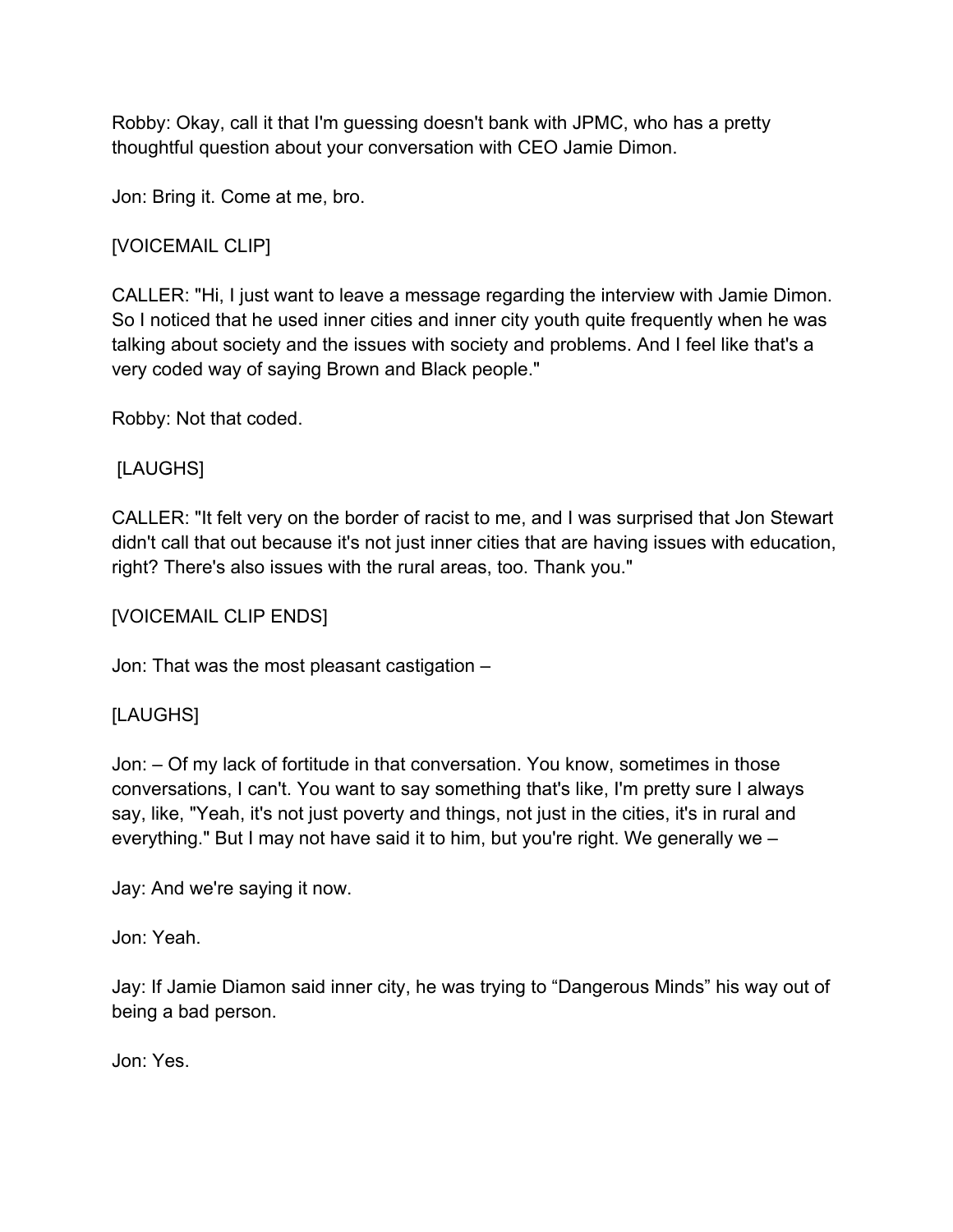Robby: Okay, call it that I'm guessing doesn't bank with JPMC, who has a pretty thoughtful question about your conversation with CEO Jamie Dimon.

Jon: Bring it. Come at me, bro.

[VOICEMAIL CLIP]

CALLER: "Hi, I just want to leave a message regarding the interview with Jamie Dimon. So I noticed that he used inner cities and inner city youth quite frequently when he was talking about society and the issues with society and problems. And I feel like that's a very coded way of saying Brown and Black people."

Robby: Not that coded.

[LAUGHS]

CALLER: "It felt very on the border of racist to me, and I was surprised that Jon Stewart didn't call that out because it's not just inner cities that are having issues with education, right? There's also issues with the rural areas, too. Thank you."

[VOICEMAIL CLIP ENDS]

Jon: That was the most pleasant castigation –

[LAUGHS]

Jon: – Of my lack of fortitude in that conversation. You know, sometimes in those conversations, I can't. You want to say something that's like, I'm pretty sure I always say, like, "Yeah, it's not just poverty and things, not just in the cities, it's in rural and everything." But I may not have said it to him, but you're right. We generally we –

Jay: And we're saying it now.

Jon: Yeah.

Jay: If Jamie Diamon said inner city, he was trying to "Dangerous Minds" his way out of being a bad person.

Jon: Yes.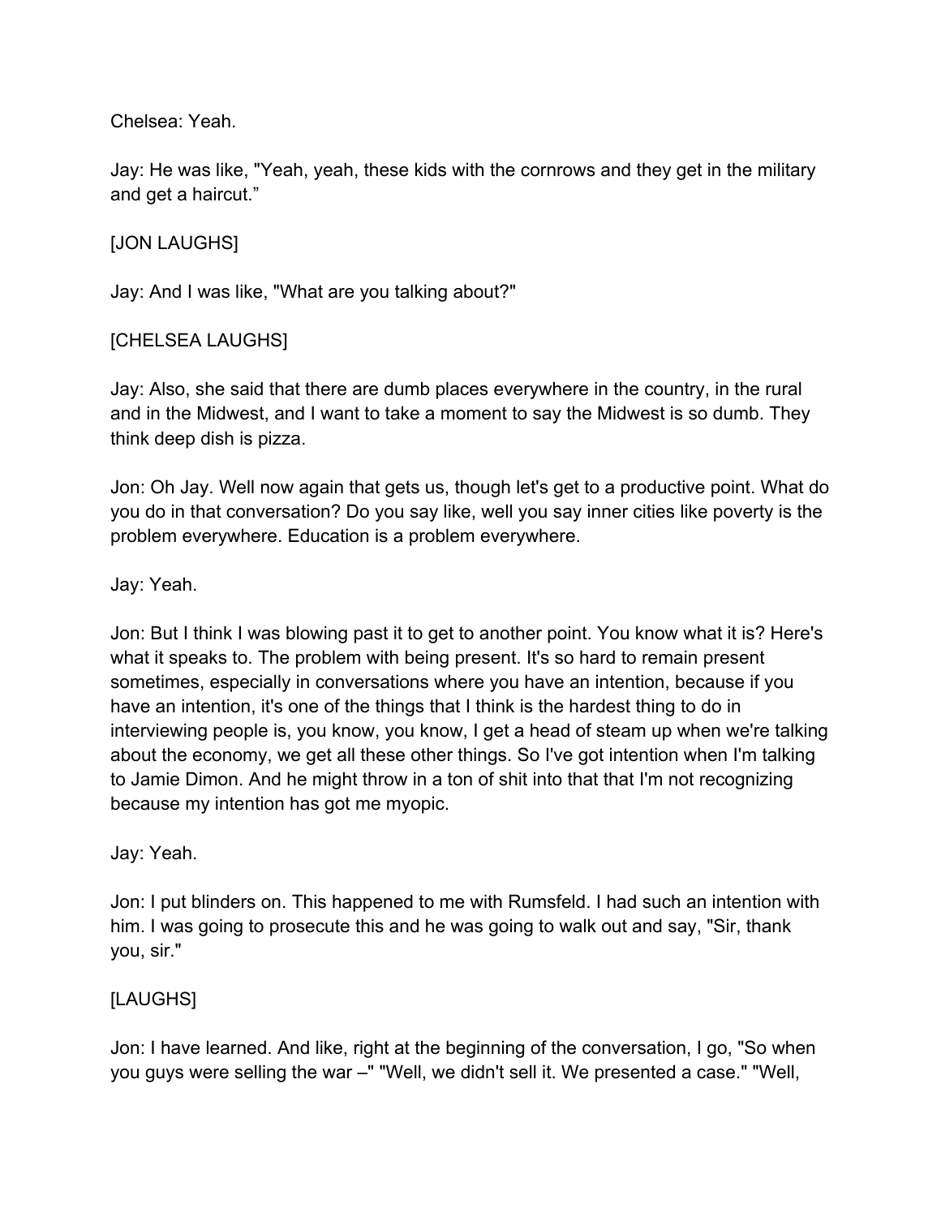Chelsea: Yeah.

Jay: He was like, "Yeah, yeah, these kids with the cornrows and they get in the military and get a haircut."

[JON LAUGHS]

Jay: And I was like, "What are you talking about?"

[CHELSEA LAUGHS]

Jay: Also, she said that there are dumb places everywhere in the country, in the rural and in the Midwest, and I want to take a moment to say the Midwest is so dumb. They think deep dish is pizza.

Jon: Oh Jay. Well now again that gets us, though let's get to a productive point. What do you do in that conversation? Do you say like, well you say inner cities like poverty is the problem everywhere. Education is a problem everywhere.

Jay: Yeah.

Jon: But I think I was blowing past it to get to another point. You know what it is? Here's what it speaks to. The problem with being present. It's so hard to remain present sometimes, especially in conversations where you have an intention, because if you have an intention, it's one of the things that I think is the hardest thing to do in interviewing people is, you know, you know, I get a head of steam up when we're talking about the economy, we get all these other things. So I've got intention when I'm talking to Jamie Dimon. And he might throw in a ton of shit into that that I'm not recognizing because my intention has got me myopic.

Jay: Yeah.

Jon: I put blinders on. This happened to me with Rumsfeld. I had such an intention with him. I was going to prosecute this and he was going to walk out and say, "Sir, thank you, sir."

[LAUGHS]

Jon: I have learned. And like, right at the beginning of the conversation, I go, "So when you guys were selling the war –" "Well, we didn't sell it. We presented a case." "Well,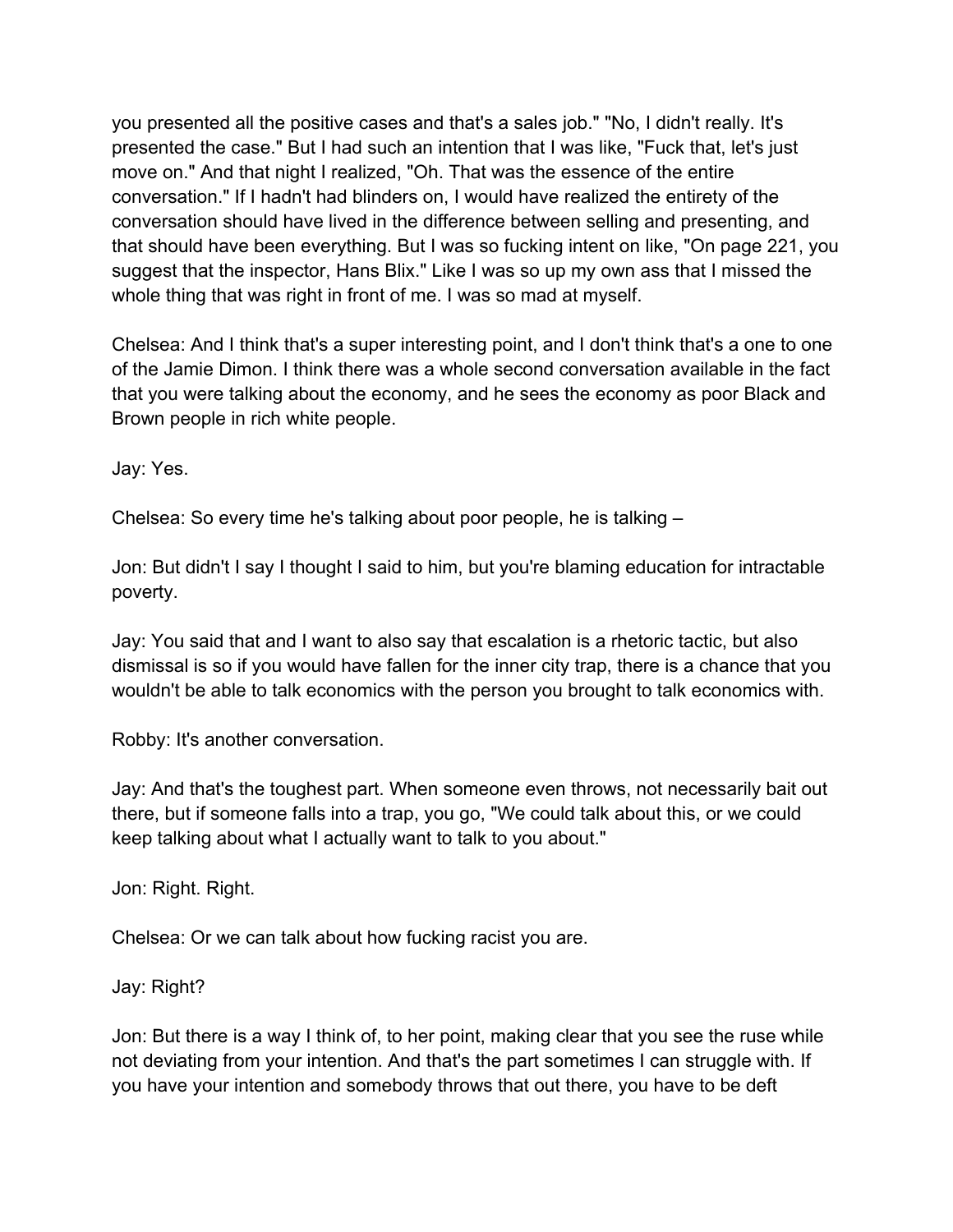you presented all the positive cases and that's a sales job." "No, I didn't really. It's presented the case." But I had such an intention that I was like, "Fuck that, let's just move on." And that night I realized, "Oh. That was the essence of the entire conversation." If I hadn't had blinders on, I would have realized the entirety of the conversation should have lived in the difference between selling and presenting, and that should have been everything. But I was so fucking intent on like, "On page 221, you suggest that the inspector, Hans Blix." Like I was so up my own ass that I missed the whole thing that was right in front of me. I was so mad at myself.

Chelsea: And I think that's a super interesting point, and I don't think that's a one to one of the Jamie Dimon. I think there was a whole second conversation available in the fact that you were talking about the economy, and he sees the economy as poor Black and Brown people in rich white people.

Jay: Yes.

Chelsea: So every time he's talking about poor people, he is talking –

Jon: But didn't I say I thought I said to him, but you're blaming education for intractable poverty.

Jay: You said that and I want to also say that escalation is a rhetoric tactic, but also dismissal is so if you would have fallen for the inner city trap, there is a chance that you wouldn't be able to talk economics with the person you brought to talk economics with.

Robby: It's another conversation.

Jay: And that's the toughest part. When someone even throws, not necessarily bait out there, but if someone falls into a trap, you go, "We could talk about this, or we could keep talking about what I actually want to talk to you about."

Jon: Right. Right.

Chelsea: Or we can talk about how fucking racist you are.

Jay: Right?

Jon: But there is a way I think of, to her point, making clear that you see the ruse while not deviating from your intention. And that's the part sometimes I can struggle with. If you have your intention and somebody throws that out there, you have to be deft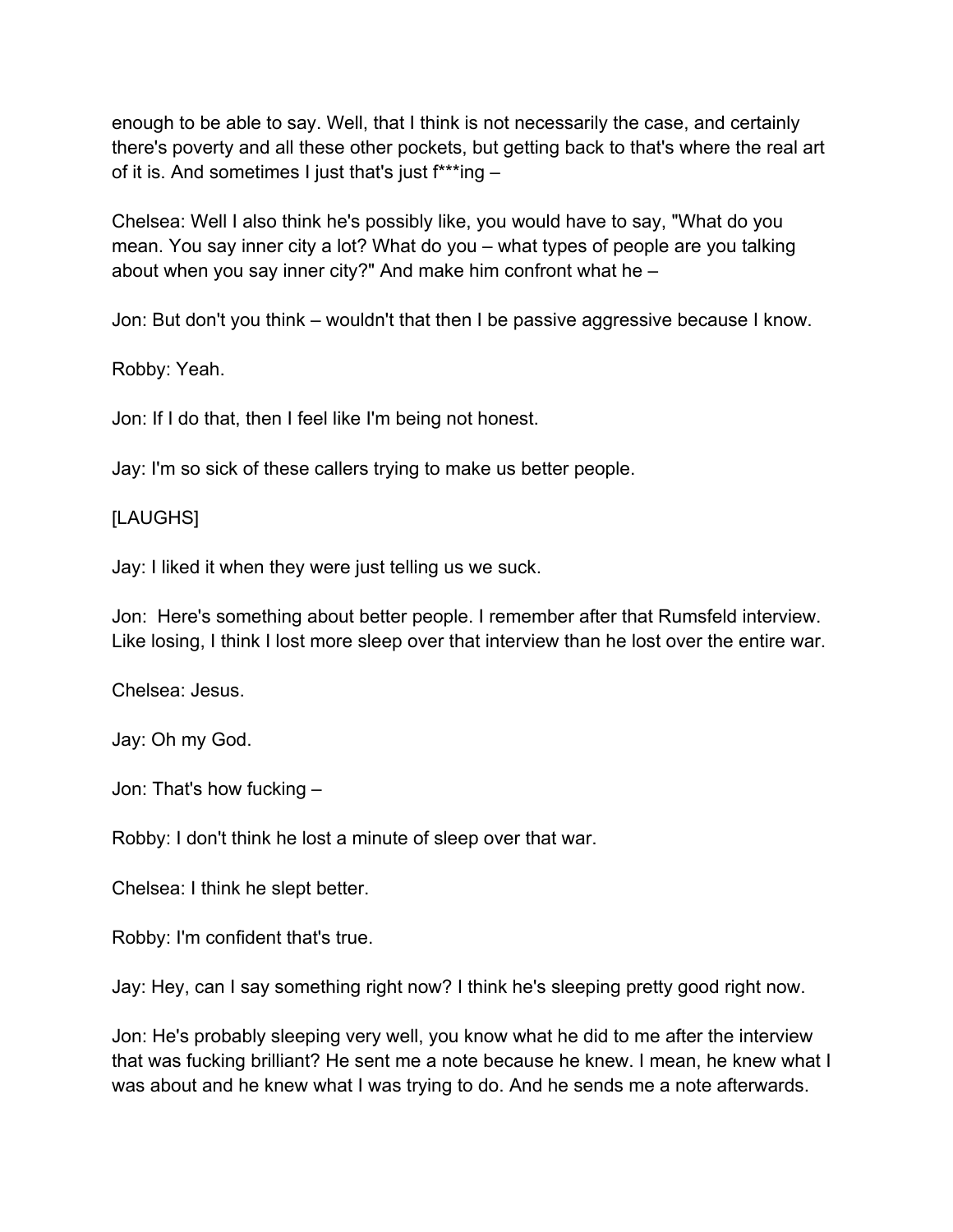enough to be able to say. Well, that I think is not necessarily the case, and certainly there's poverty and all these other pockets, but getting back to that's where the real art of it is. And sometimes I just that's just f***ing –

Chelsea: Well I also think he's possibly like, you would have to say, "What do you mean. You say inner city a lot? What do you – what types of people are you talking about when you say inner city?" And make him confront what he –

Jon: But don't you think – wouldn't that then I be passive aggressive because I know.

Robby: Yeah.

Jon: If I do that, then I feel like I'm being not honest.

Jay: I'm so sick of these callers trying to make us better people.

[LAUGHS]

Jay: I liked it when they were just telling us we suck.

Jon: Here's something about better people. I remember after that Rumsfeld interview. Like losing, I think I lost more sleep over that interview than he lost over the entire war.

Chelsea: Jesus.

Jay: Oh my God.

Jon: That's how fucking –

Robby: I don't think he lost a minute of sleep over that war.

Chelsea: I think he slept better.

Robby: I'm confident that's true.

Jay: Hey, can I say something right now? I think he's sleeping pretty good right now.

Jon: He's probably sleeping very well, you know what he did to me after the interview that was fucking brilliant? He sent me a note because he knew. I mean, he knew what I was about and he knew what I was trying to do. And he sends me a note afterwards.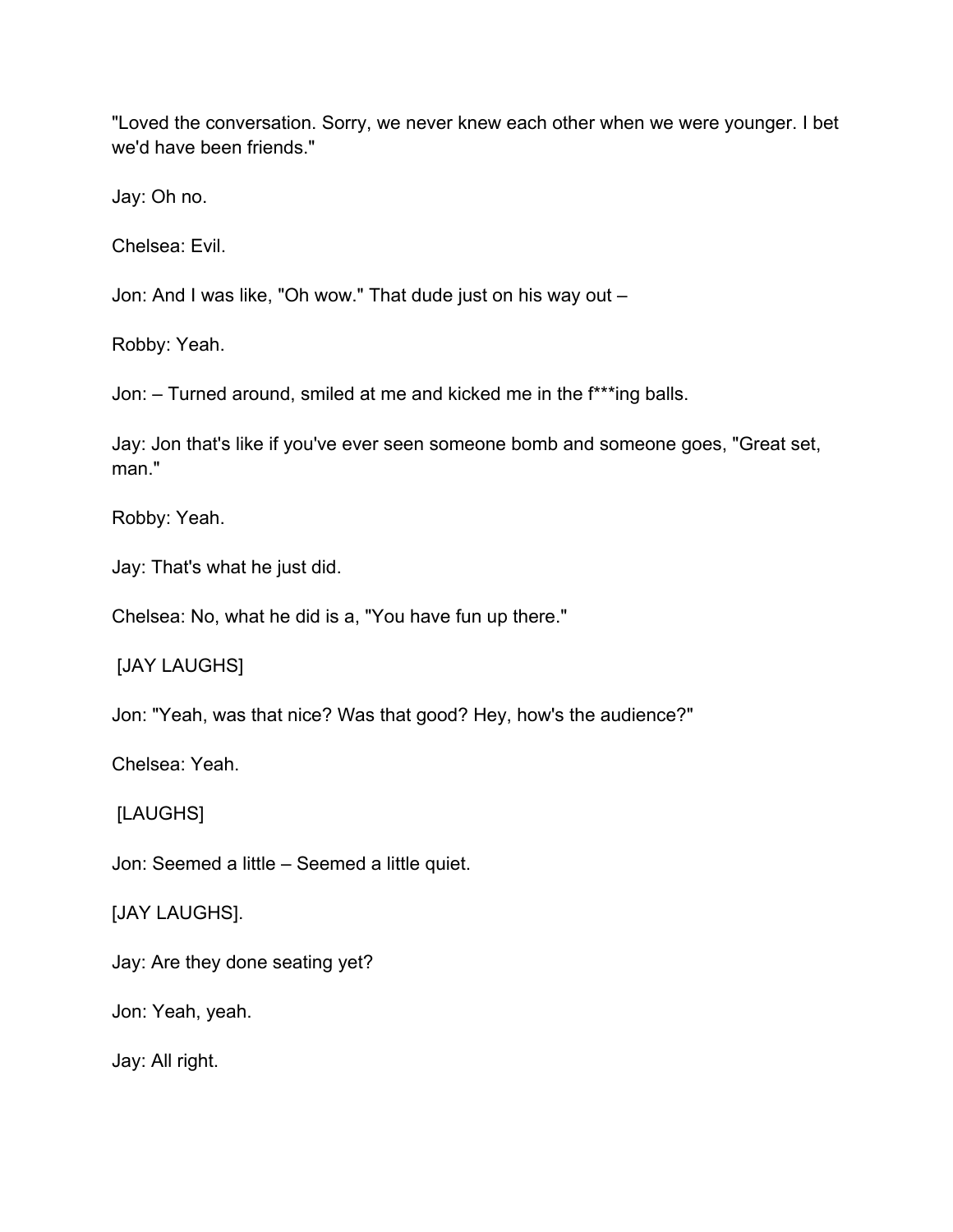"Loved the conversation. Sorry, we never knew each other when we were younger. I bet we'd have been friends."

Jay: Oh no.

Chelsea: Evil.

Jon: And I was like, "Oh wow." That dude just on his way out –

Robby: Yeah.

Jon: – Turned around, smiled at me and kicked me in the f***ing balls.

Jay: Jon that's like if you've ever seen someone bomb and someone goes, "Great set, man."

Robby: Yeah.

Jay: That's what he just did.

Chelsea: No, what he did is a, "You have fun up there."

[JAY LAUGHS]

Jon: "Yeah, was that nice? Was that good? Hey, how's the audience?"

Chelsea: Yeah.

[LAUGHS]

Jon: Seemed a little – Seemed a little quiet.

[JAY LAUGHS].

Jay: Are they done seating yet?

Jon: Yeah, yeah.

Jay: All right.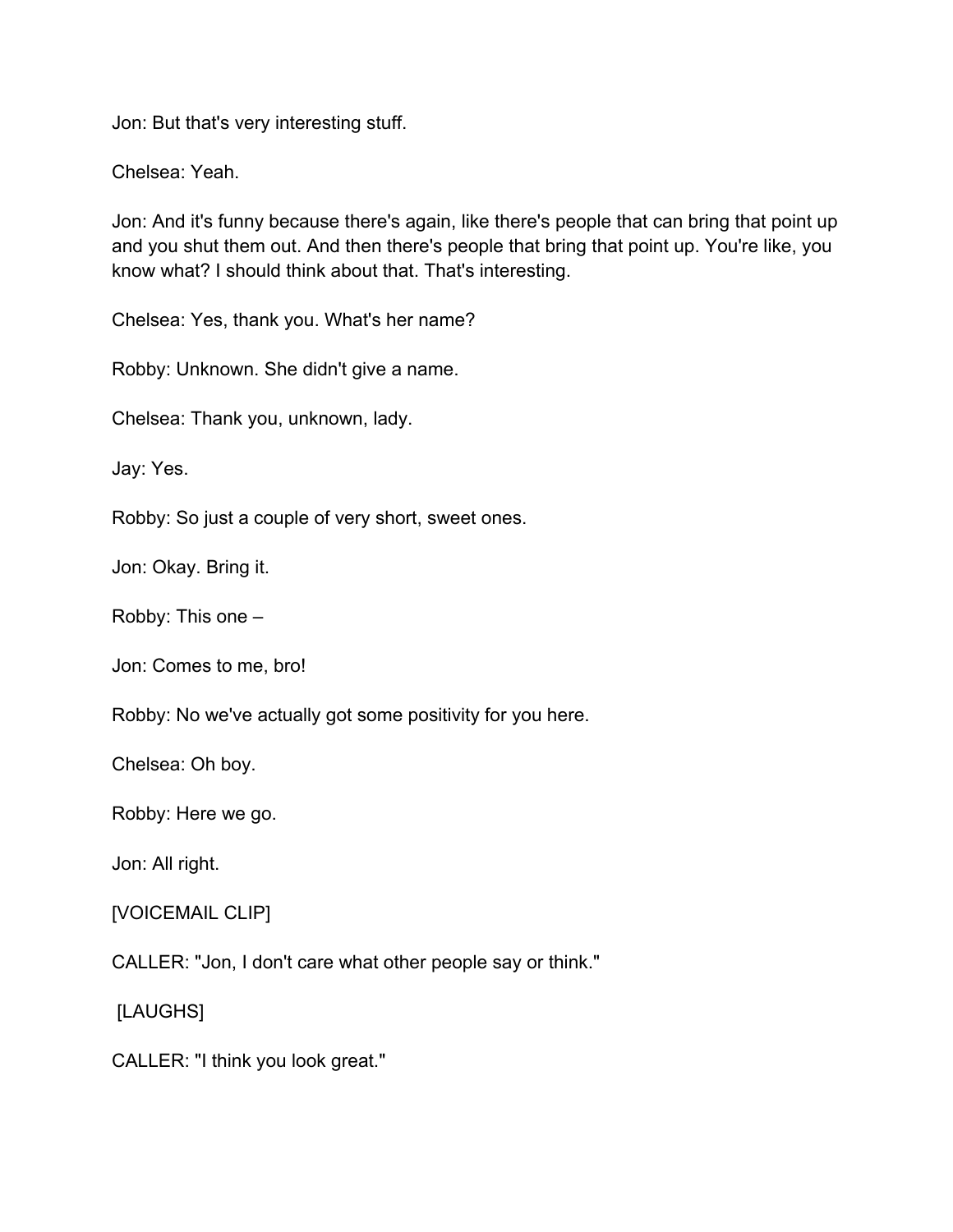Jon: But that's very interesting stuff.

Chelsea: Yeah.

Jon: And it's funny because there's again, like there's people that can bring that point up and you shut them out. And then there's people that bring that point up. You're like, you know what? I should think about that. That's interesting.

Chelsea: Yes, thank you. What's her name?

Robby: Unknown. She didn't give a name.

Chelsea: Thank you, unknown, lady.

Jay: Yes.

Robby: So just a couple of very short, sweet ones.

Jon: Okay. Bring it.

Robby: This one –

Jon: Comes to me, bro!

Robby: No we've actually got some positivity for you here.

Chelsea: Oh boy.

Robby: Here we go.

Jon: All right.

[VOICEMAIL CLIP]

CALLER: "Jon, I don't care what other people say or think."

[LAUGHS]

CALLER: "I think you look great."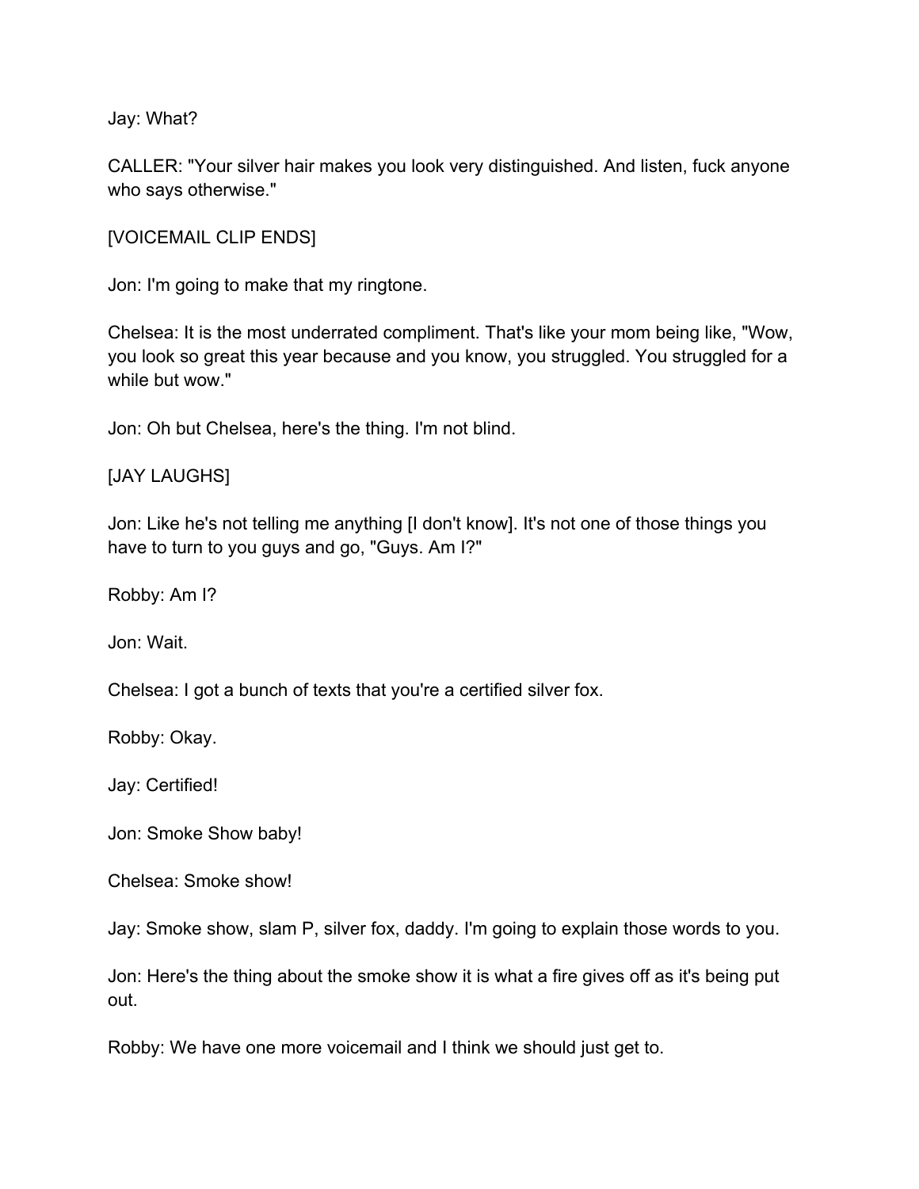Jay: What?

CALLER: "Your silver hair makes you look very distinguished. And listen, fuck anyone who says otherwise."

[VOICEMAIL CLIP ENDS]

Jon: I'm going to make that my ringtone.

Chelsea: It is the most underrated compliment. That's like your mom being like, "Wow, you look so great this year because and you know, you struggled. You struggled for a while but wow."

Jon: Oh but Chelsea, here's the thing. I'm not blind.

[JAY LAUGHS]

Jon: Like he's not telling me anything [I don't know]. It's not one of those things you have to turn to you guys and go, "Guys. Am I?"

Robby: Am I?

Jon: Wait.

Chelsea: I got a bunch of texts that you're a certified silver fox.

Robby: Okay.

Jay: Certified!

Jon: Smoke Show baby!

Chelsea: Smoke show!

Jay: Smoke show, slam P, silver fox, daddy. I'm going to explain those words to you.

Jon: Here's the thing about the smoke show it is what a fire gives off as it's being put out.

Robby: We have one more voicemail and I think we should just get to.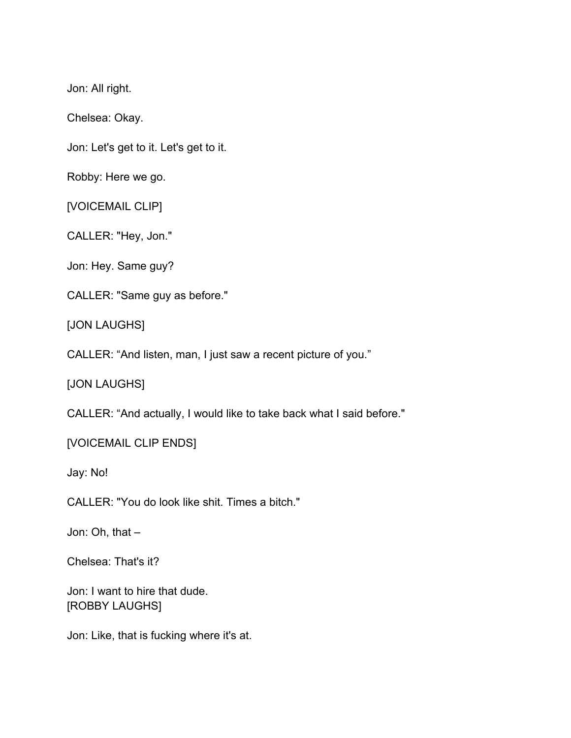Jon: All right.

Chelsea: Okay.

Jon: Let's get to it. Let's get to it.

Robby: Here we go.

[VOICEMAIL CLIP]

CALLER: "Hey, Jon."

Jon: Hey. Same guy?

CALLER: "Same guy as before."

[JON LAUGHS]

CALLER: “And listen, man, I just saw a recent picture of you.”

[JON LAUGHS]

CALLER: “And actually, I would like to take back what I said before."

[VOICEMAIL CLIP ENDS]

Jay: No!

CALLER: "You do look like shit. Times a bitch."

Jon: Oh, that –

Chelsea: That's it?

Jon: I want to hire that dude.
[ROBBY LAUGHS]

Jon: Like, that is fucking where it's at.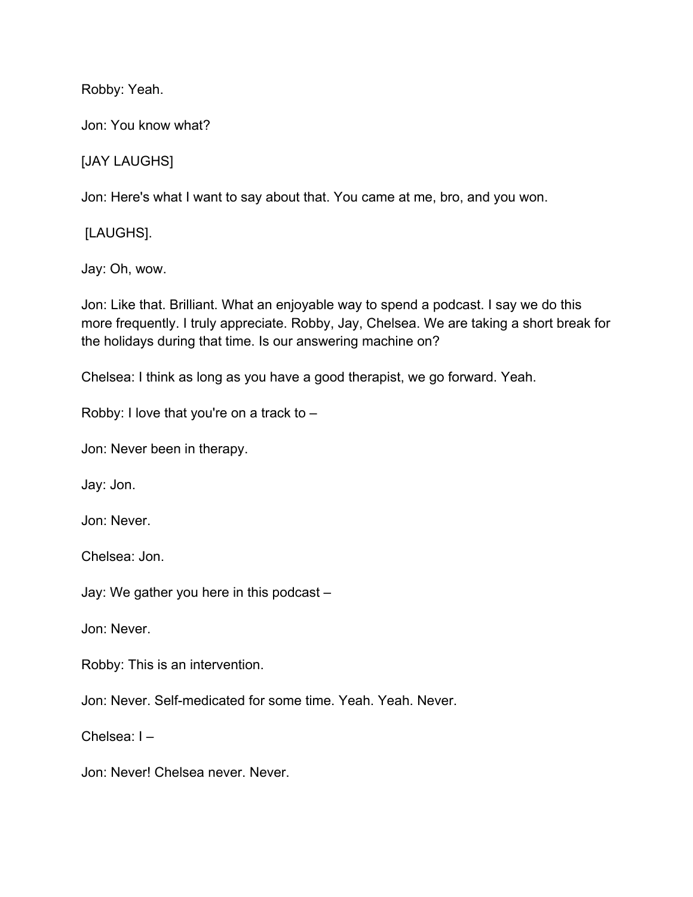Robby: Yeah.

Jon: You know what?

[JAY LAUGHS]

Jon: Here's what I want to say about that. You came at me, bro, and you won.

[LAUGHS].

Jay: Oh, wow.

Jon: Like that. Brilliant. What an enjoyable way to spend a podcast. I say we do this more frequently. I truly appreciate. Robby, Jay, Chelsea. We are taking a short break for the holidays during that time. Is our answering machine on?

Chelsea: I think as long as you have a good therapist, we go forward. Yeah.

Robby: I love that you're on a track to –

Jon: Never been in therapy.

Jay: Jon.

Jon: Never.

Chelsea: Jon.

Jay: We gather you here in this podcast –

Jon: Never.

Robby: This is an intervention.

Jon: Never. Self-medicated for some time. Yeah. Yeah. Never.

Chelsea: I –

Jon: Never! Chelsea never. Never.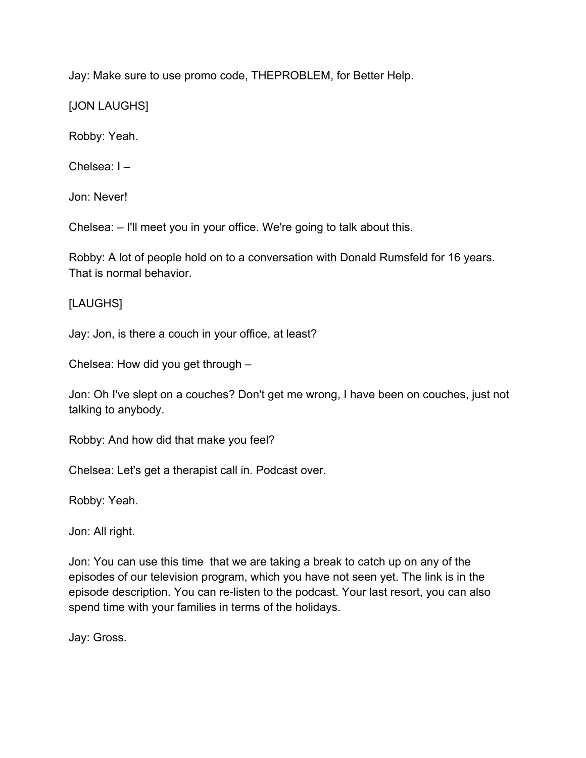Jay: Make sure to use promo code, THEPROBLEM, for Better Help.

[JON LAUGHS]

Robby: Yeah.

Chelsea: I –

Jon: Never!

Chelsea: – I'll meet you in your office. We're going to talk about this.

Robby: A lot of people hold on to a conversation with Donald Rumsfeld for 16 years. That is normal behavior.

[LAUGHS]

Jay: Jon, is there a couch in your office, at least?

Chelsea: How did you get through –

Jon: Oh I've slept on a couches? Don't get me wrong, I have been on couches, just not talking to anybody.

Robby: And how did that make you feel?

Chelsea: Let's get a therapist call in. Podcast over.

Robby: Yeah.

Jon: All right.

Jon: You can use this time  that we are taking a break to catch up on any of the episodes of our television program, which you have not seen yet. The link is in the episode description. You can re-listen to the podcast. Your last resort, you can also spend time with your families in terms of the holidays.

Jay: Gross.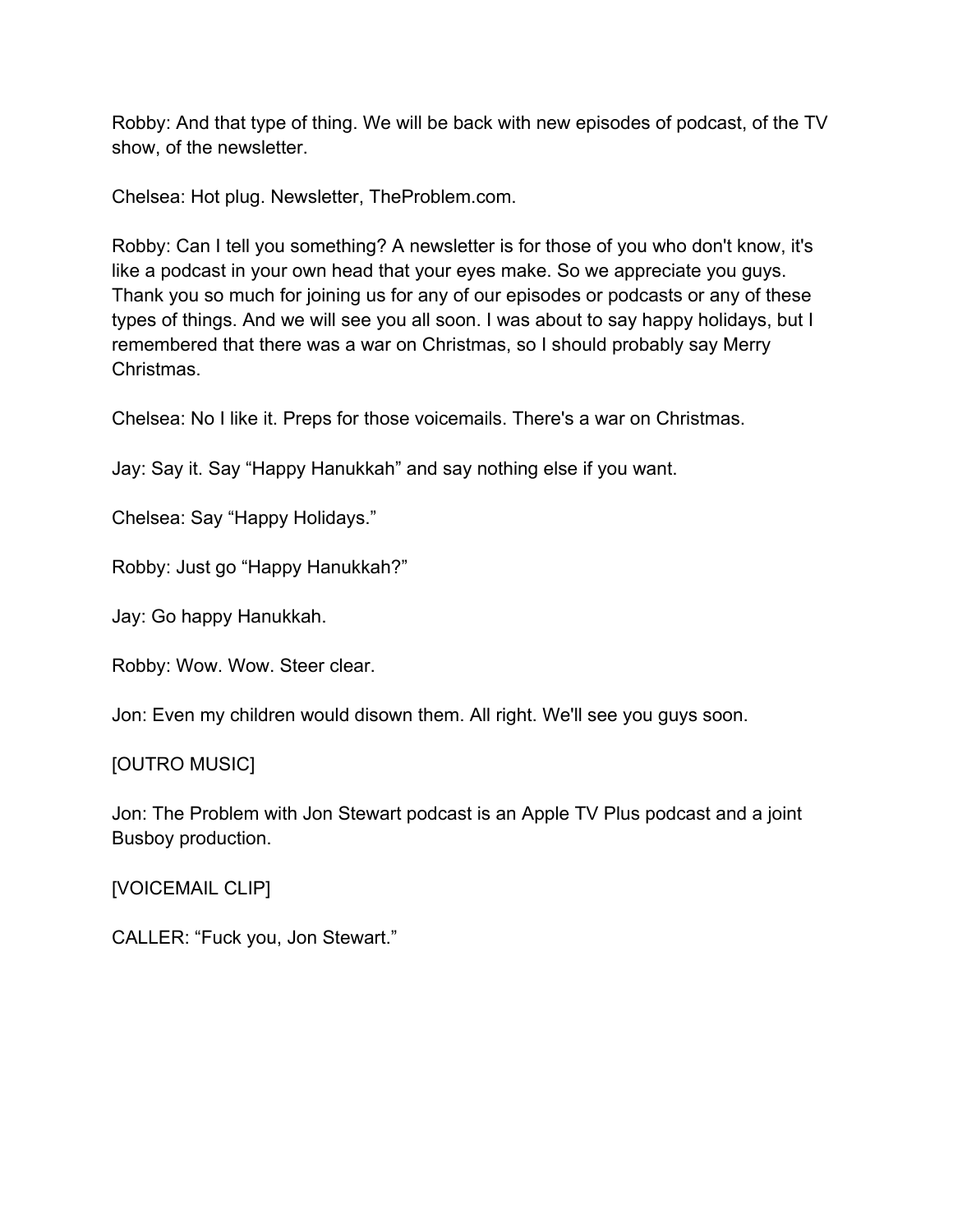Robby: And that type of thing. We will be back with new episodes of podcast, of the TV show, of the newsletter.

Chelsea: Hot plug. Newsletter, TheProblem.com.

Robby: Can I tell you something? A newsletter is for those of you who don't know, it's like a podcast in your own head that your eyes make. So we appreciate you guys. Thank you so much for joining us for any of our episodes or podcasts or any of these types of things. And we will see you all soon. I was about to say happy holidays, but I remembered that there was a war on Christmas, so I should probably say Merry Christmas.

Chelsea: No I like it. Preps for those voicemails. There's a war on Christmas.

Jay: Say it. Say "Happy Hanukkah" and say nothing else if you want.

Chelsea: Say "Happy Holidays."

Robby: Just go "Happy Hanukkah?"

Jay: Go happy Hanukkah.

Robby: Wow. Wow. Steer clear.

Jon: Even my children would disown them. All right. We'll see you guys soon.

[OUTRO MUSIC]

Jon: The Problem with Jon Stewart podcast is an Apple TV Plus podcast and a joint Busboy production.

[VOICEMAIL CLIP]

CALLER: "Fuck you, Jon Stewart."